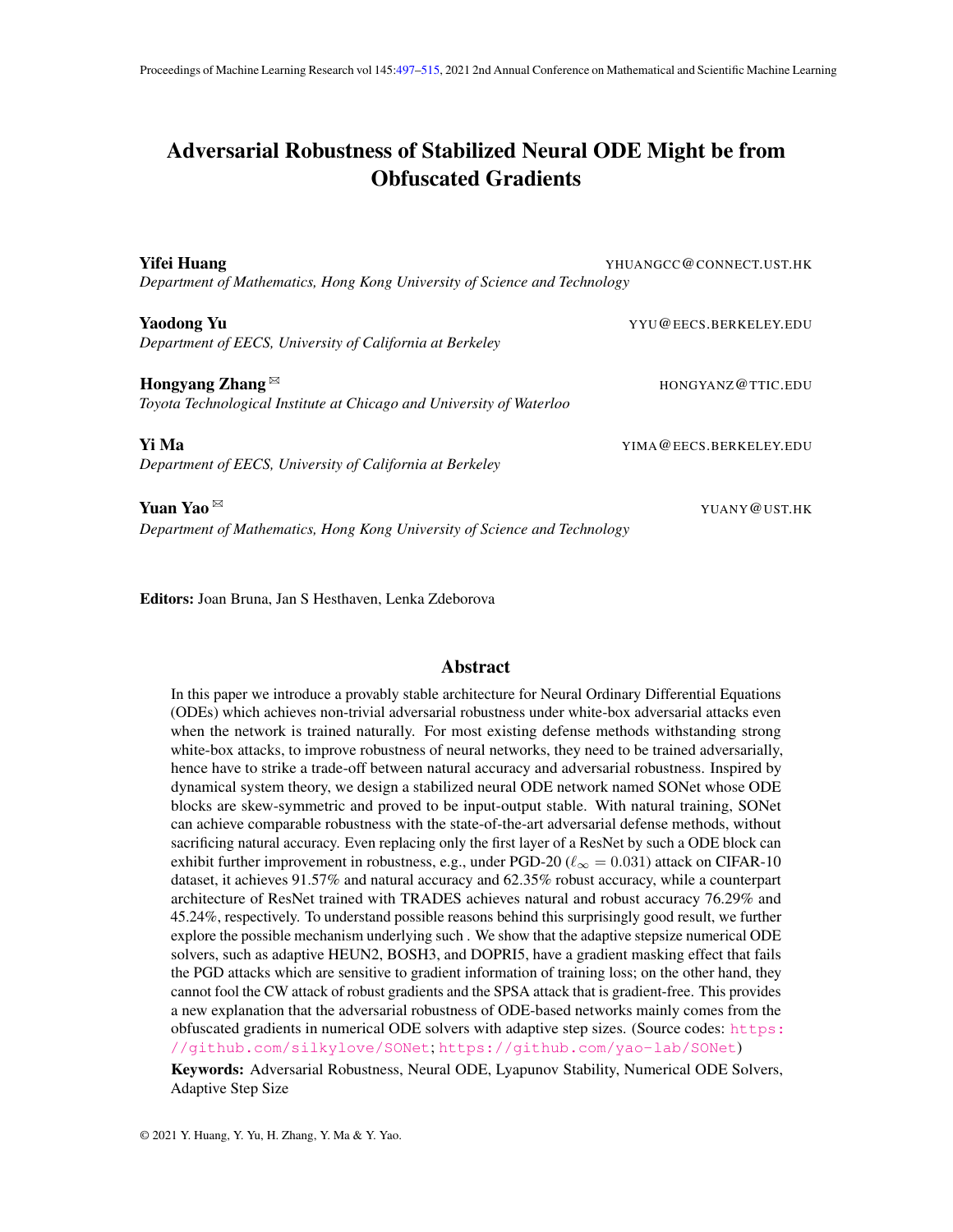# Adversarial Robustness of Stabilized Neural ODE Might be from Obfuscated Gradients

**Yifei Huang** YHUANGCC@CONNECT.UST.HK
*Department of Mathematics, Hong Kong University of Science and Technology*

**Yaodong Yu** YYU@EECS.BERKELEY.EDU
*Department of EECS, University of California at Berkeley*

**Hongyang Zhang** ✉ HONGYANZ@TTIC.EDU
*Toyota Technological Institute at Chicago and University of Waterloo*

**Yi Ma** YIMA@EECS.BERKELEY.EDU
*Department of EECS, University of California at Berkeley*

**Yuan Yao** ✉ YUANY@UST.HK
*Department of Mathematics, Hong Kong University of Science and Technology*

**Editors:** Joan Bruna, Jan S Hesthaven, Lenka Zdeborova

## Abstract

In this paper we introduce a provably stable architecture for Neural Ordinary Differential Equations (ODEs) which achieves non-trivial adversarial robustness under white-box adversarial attacks even when the network is trained naturally. For most existing defense methods withstanding strong white-box attacks, to improve robustness of neural networks, they need to be trained adversarially, hence have to strike a trade-off between natural accuracy and adversarial robustness. Inspired by dynamical system theory, we design a stabilized neural ODE network named SONet whose ODE blocks are skew-symmetric and proved to be input-output stable. With natural training, SONet can achieve comparable robustness with the state-of-the-art adversarial defense methods, without sacrificing natural accuracy. Even replacing only the first layer of a ResNet by such a ODE block can exhibit further improvement in robustness, e.g., under PGD-20 ($\ell_\infty = 0.031$) attack on CIFAR-10 dataset, it achieves 91.57% and natural accuracy and 62.35% robust accuracy, while a counterpart architecture of ResNet trained with TRADES achieves natural and robust accuracy 76.29% and 45.24%, respectively. To understand possible reasons behind this surprisingly good result, we further explore the possible mechanism underlying such . We show that the adaptive stepsize numerical ODE solvers, such as adaptive HEUN2, BOSH3, and DOPRI5, have a gradient masking effect that fails the PGD attacks which are sensitive to gradient information of training loss; on the other hand, they cannot fool the CW attack of robust gradients and the SPSA attack that is gradient-free. This provides a new explanation that the adversarial robustness of ODE-based networks mainly comes from the obfuscated gradients in numerical ODE solvers with adaptive step sizes. (Source codes: https://github.com/silkylove/SONet; https://github.com/yao-lab/SONet)

**Keywords:** Adversarial Robustness, Neural ODE, Lyapunov Stability, Numerical ODE Solvers, Adaptive Step Size

© 2021 Y. Huang, Y. Yu, H. Zhang, Y. Ma & Y. Yao.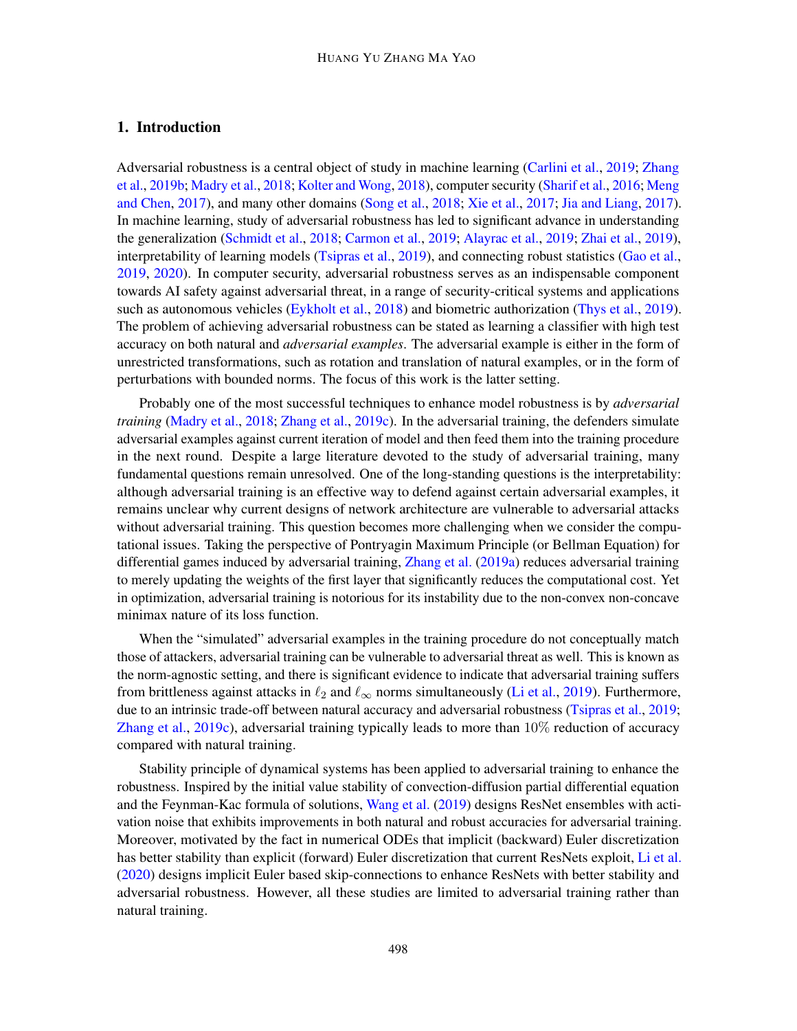## 1. Introduction

Adversarial robustness is a central object of study in machine learning (Carlini et al., 2019; Zhang et al., 2019b; Madry et al., 2018; Kolter and Wong, 2018), computer security (Sharif et al., 2016; Meng and Chen, 2017), and many other domains (Song et al., 2018; Xie et al., 2017; Jia and Liang, 2017). In machine learning, study of adversarial robustness has led to significant advance in understanding the generalization (Schmidt et al., 2018; Carmon et al., 2019; Alayrac et al., 2019; Zhai et al., 2019), interpretability of learning models (Tsipras et al., 2019), and connecting robust statistics (Gao et al., 2019, 2020). In computer security, adversarial robustness serves as an indispensable component towards AI safety against adversarial threat, in a range of security-critical systems and applications such as autonomous vehicles (Eykholt et al., 2018) and biometric authorization (Thys et al., 2019). The problem of achieving adversarial robustness can be stated as learning a classifier with high test accuracy on both natural and *adversarial examples*. The adversarial example is either in the form of unrestricted transformations, such as rotation and translation of natural examples, or in the form of perturbations with bounded norms. The focus of this work is the latter setting.

Probably one of the most successful techniques to enhance model robustness is by *adversarial training* (Madry et al., 2018; Zhang et al., 2019c). In the adversarial training, the defenders simulate adversarial examples against current iteration of model and then feed them into the training procedure in the next round. Despite a large literature devoted to the study of adversarial training, many fundamental questions remain unresolved. One of the long-standing questions is the interpretability: although adversarial training is an effective way to defend against certain adversarial examples, it remains unclear why current designs of network architecture are vulnerable to adversarial attacks without adversarial training. This question becomes more challenging when we consider the computational issues. Taking the perspective of Pontryagin Maximum Principle (or Bellman Equation) for differential games induced by adversarial training, Zhang et al. (2019a) reduces adversarial training to merely updating the weights of the first layer that significantly reduces the computational cost. Yet in optimization, adversarial training is notorious for its instability due to the non-convex non-concave minimax nature of its loss function.

When the "simulated" adversarial examples in the training procedure do not conceptually match those of attackers, adversarial training can be vulnerable to adversarial threat as well. This is known as the norm-agnostic setting, and there is significant evidence to indicate that adversarial training suffers from brittleness against attacks in $\ell_2$ and $\ell_\infty$ norms simultaneously (Li et al., 2019). Furthermore, due to an intrinsic trade-off between natural accuracy and adversarial robustness (Tsipras et al., 2019; Zhang et al., 2019c), adversarial training typically leads to more than $10\%$ reduction of accuracy compared with natural training.

Stability principle of dynamical systems has been applied to adversarial training to enhance the robustness. Inspired by the initial value stability of convection-diffusion partial differential equation and the Feynman-Kac formula of solutions, Wang et al. (2019) designs ResNet ensembles with activation noise that exhibits improvements in both natural and robust accuracies for adversarial training. Moreover, motivated by the fact in numerical ODEs that implicit (backward) Euler discretization has better stability than explicit (forward) Euler discretization that current ResNets exploit, Li et al. (2020) designs implicit Euler based skip-connections to enhance ResNets with better stability and adversarial robustness. However, all these studies are limited to adversarial training rather than natural training.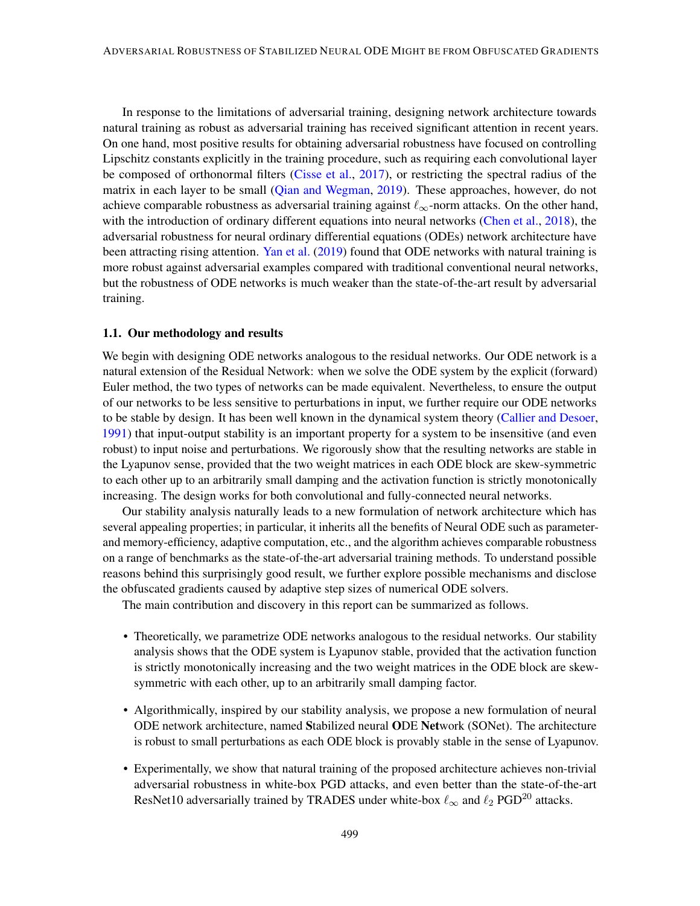In response to the limitations of adversarial training, designing network architecture towards natural training as robust as adversarial training has received significant attention in recent years. On one hand, most positive results for obtaining adversarial robustness have focused on controlling Lipschitz constants explicitly in the training procedure, such as requiring each convolutional layer be composed of orthonormal filters (Cisse et al., 2017), or restricting the spectral radius of the matrix in each layer to be small (Qian and Wegman, 2019). These approaches, however, do not achieve comparable robustness as adversarial training against $\ell_\infty$-norm attacks. On the other hand, with the introduction of ordinary different equations into neural networks (Chen et al., 2018), the adversarial robustness for neural ordinary differential equations (ODEs) network architecture have been attracting rising attention. Yan et al. (2019) found that ODE networks with natural training is more robust against adversarial examples compared with traditional conventional neural networks, but the robustness of ODE networks is much weaker than the state-of-the-art result by adversarial training.

### 1.1. Our methodology and results

We begin with designing ODE networks analogous to the residual networks. Our ODE network is a natural extension of the Residual Network: when we solve the ODE system by the explicit (forward) Euler method, the two types of networks can be made equivalent. Nevertheless, to ensure the output of our networks to be less sensitive to perturbations in input, we further require our ODE networks to be stable by design. It has been well known in the dynamical system theory (Callier and Desoer, 1991) that input-output stability is an important property for a system to be insensitive (and even robust) to input noise and perturbations. We rigorously show that the resulting networks are stable in the Lyapunov sense, provided that the two weight matrices in each ODE block are skew-symmetric to each other up to an arbitrarily small damping and the activation function is strictly monotonically increasing. The design works for both convolutional and fully-connected neural networks.

Our stability analysis naturally leads to a new formulation of network architecture which has several appealing properties; in particular, it inherits all the benefits of Neural ODE such as parameter- and memory-efficiency, adaptive computation, etc., and the algorithm achieves comparable robustness on a range of benchmarks as the state-of-the-art adversarial training methods. To understand possible reasons behind this surprisingly good result, we further explore possible mechanisms and disclose the obfuscated gradients caused by adaptive step sizes of numerical ODE solvers.

The main contribution and discovery in this report can be summarized as follows.

- Theoretically, we parametrize ODE networks analogous to the residual networks. Our stability analysis shows that the ODE system is Lyapunov stable, provided that the activation function is strictly monotonically increasing and the two weight matrices in the ODE block are skew-symmetric with each other, up to an arbitrarily small damping factor.
- Algorithmically, inspired by our stability analysis, we propose a new formulation of neural ODE network architecture, named **S**tabilized neural **O**DE **Net**work (SONet). The architecture is robust to small perturbations as each ODE block is provably stable in the sense of Lyapunov.
- Experimentally, we show that natural training of the proposed architecture achieves non-trivial adversarial robustness in white-box PGD attacks, and even better than the state-of-the-art ResNet10 adversarially trained by TRADES under white-box $\ell_\infty$ and $\ell_2$ PGD$^{20}$ attacks.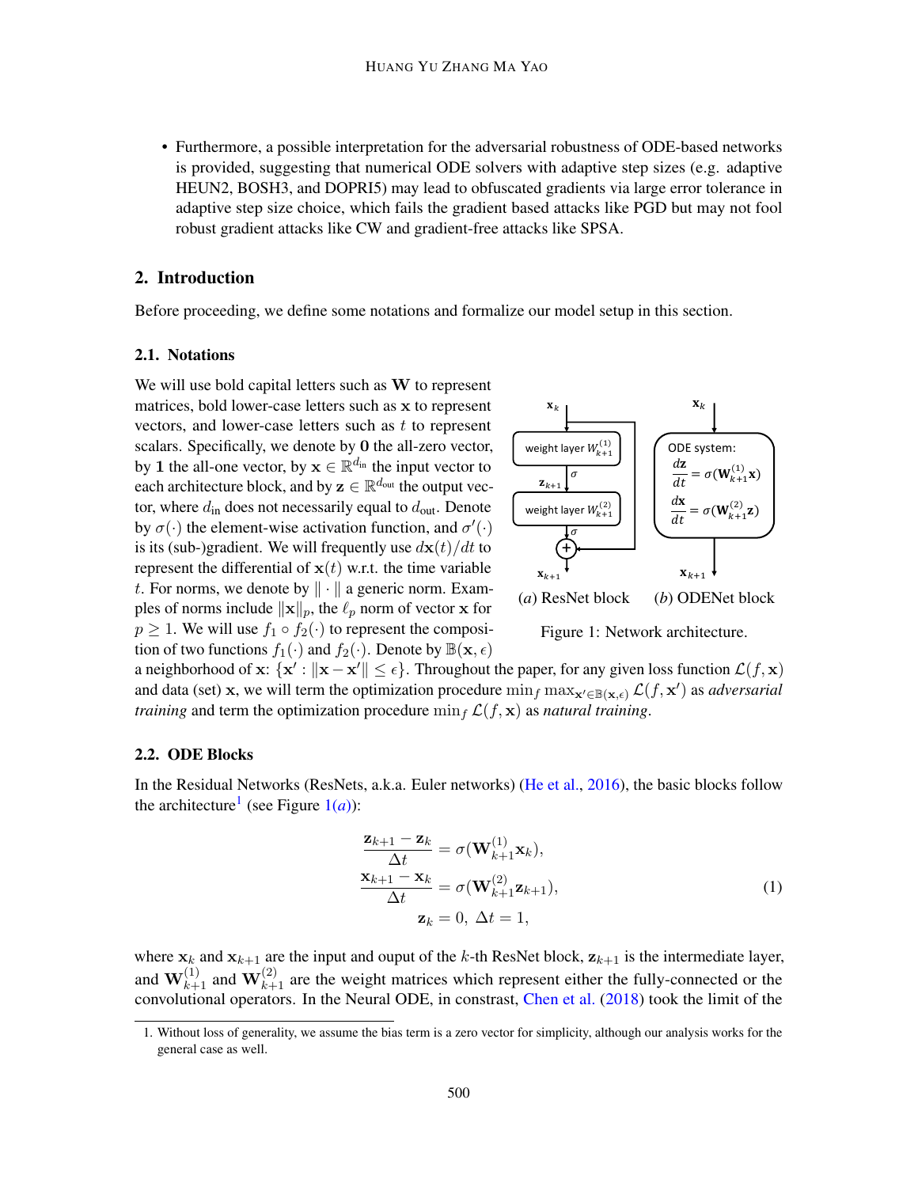- Furthermore, a possible interpretation for the adversarial robustness of ODE-based networks is provided, suggesting that numerical ODE solvers with adaptive step sizes (e.g. adaptive HEUN2, BOSH3, and DOPRI5) may lead to obfuscated gradients via large error tolerance in adaptive step size choice, which fails the gradient based attacks like PGD but may not fool robust gradient attacks like CW and gradient-free attacks like SPSA.

## 2. Introduction

Before proceeding, we define some notations and formalize our model setup in this section.

### 2.1. Notations

We will use bold capital letters such as $\mathbf{W}$ to represent matrices, bold lower-case letters such as $\mathbf{x}$ to represent vectors, and lower-case letters such as $t$ to represent scalars. Specifically, we denote by $\mathbf{0}$ the all-zero vector, by $\mathbf{1}$ the all-one vector, by $\mathbf{x} \in \mathbb{R}^{d_{\text{in}}}$ the input vector to each architecture block, and by $\mathbf{z} \in \mathbb{R}^{d_{\text{out}}}$ the output vector, where $d_{\text{in}}$ does not necessarily equal to $d_{\text{out}}$. Denote by $\sigma(\cdot)$ the element-wise activation function, and $\sigma'(\cdot)$ is its (sub-)gradient. We will frequently use $d\mathbf{x}(t)/dt$ to represent the differential of $\mathbf{x}(t)$ w.r.t. the time variable $t$. For norms, we denote by $\|\cdot\|$ a generic norm. Examples of norms include $\|\mathbf{x}\|_p$, the $\ell_p$ norm of vector $\mathbf{x}$ for $p \geq 1$. We will use $f_1 \circ f_2(\cdot)$ to represent the composition of two functions $f_1(\cdot)$ and $f_2(\cdot)$. Denote by $\mathbb{B}(\mathbf{x}, \epsilon)$ a neighborhood of $\mathbf{x}$: $\{\mathbf{x}' : \|\mathbf{x} - \mathbf{x}'\| \leq \epsilon\}$. Throughout the paper, for any given loss function $\mathcal{L}(f, \mathbf{x})$ and data (set) $\mathbf{x}$, we will term the optimization procedure $\min_f \max_{\mathbf{x}' \in \mathbb{B}(\mathbf{x},\epsilon)} \mathcal{L}(f, \mathbf{x}')$ as *adversarial training* and term the optimization procedure $\min_f \mathcal{L}(f, \mathbf{x})$ as *natural training*.

(*a*) ResNet block (*b*) ODENet block

Figure 1: Network architecture.

### 2.2. ODE Blocks

In the Residual Networks (ResNets, a.k.a. Euler networks) (He et al., 2016), the basic blocks follow the architecture[1] (see Figure 1(*a*)):

$$
\begin{aligned}
\frac{\mathbf{z}_{k+1} - \mathbf{z}_k}{\Delta t} &= \sigma(\mathbf{W}_{k+1}^{(1)} \mathbf{x}_k), \\
\frac{\mathbf{x}_{k+1} - \mathbf{x}_k}{\Delta t} &= \sigma(\mathbf{W}_{k+1}^{(2)} \mathbf{z}_{k+1}), \\
\mathbf{z}_k &= 0, \ \Delta t = 1,
\end{aligned}
\tag{1}
$$

where $\mathbf{x}_k$ and $\mathbf{x}_{k+1}$ are the input and ouput of the $k$-th ResNet block, $\mathbf{z}_{k+1}$ is the intermediate layer, and $\mathbf{W}_{k+1}^{(1)}$ and $\mathbf{W}_{k+1}^{(2)}$ are the weight matrices which represent either the fully-connected or the convolutional operators. In the Neural ODE, in constrast, Chen et al. (2018) took the limit of the

1. Without loss of generality, we assume the bias term is a zero vector for simplicity, although our analysis works for the general case as well.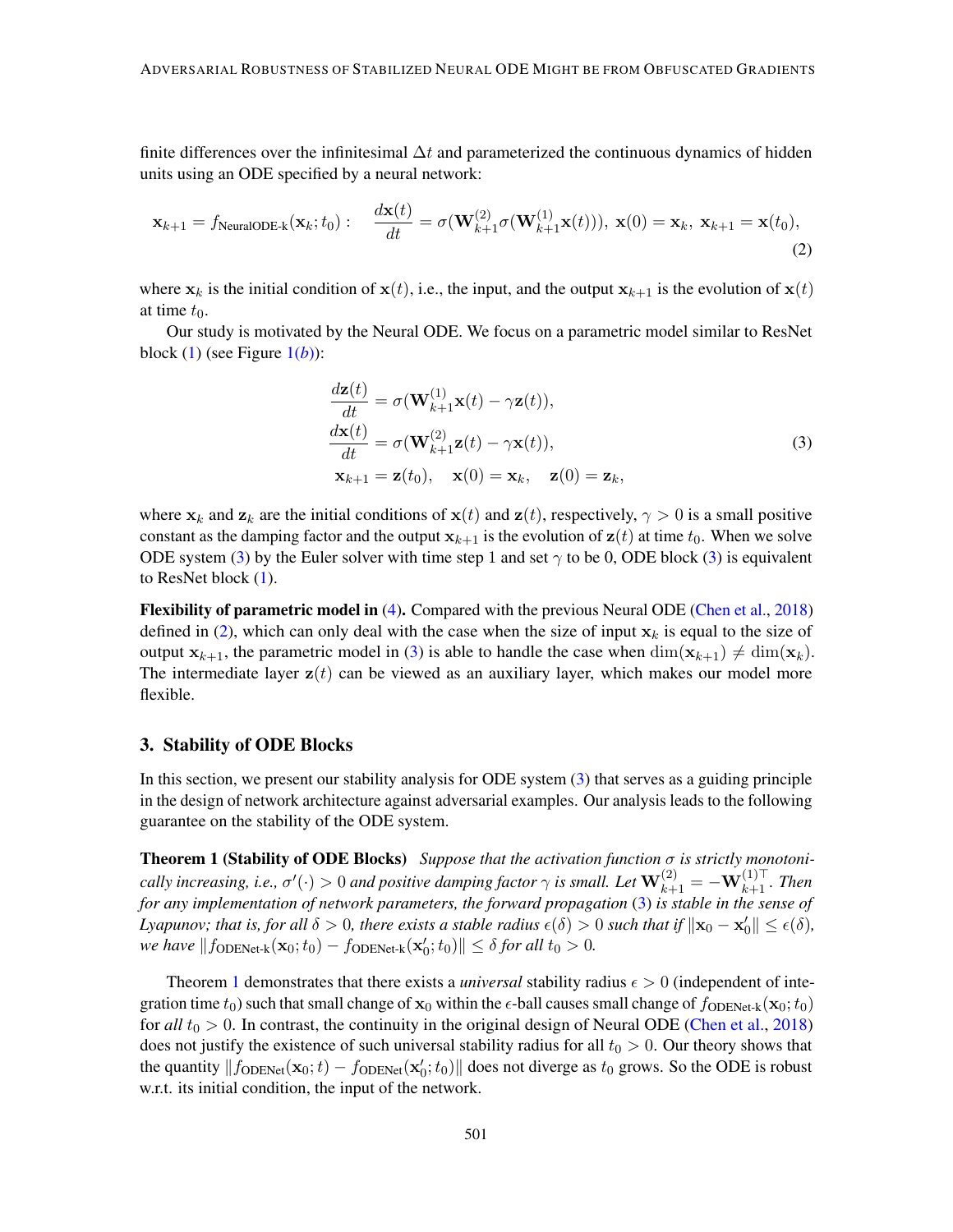finite differences over the infinitesimal $\Delta t$ and parameterized the continuous dynamics of hidden units using an ODE specified by a neural network:

$$\mathbf{x}_{k+1} = f_{\text{NeuralODE-k}}(\mathbf{x}_k; t_0): \quad \frac{d\mathbf{x}(t)}{dt} = \sigma(\mathbf{W}_{k+1}^{(2)}\sigma(\mathbf{W}_{k+1}^{(1)}\mathbf{x}(t))), \ \mathbf{x}(0) = \mathbf{x}_k, \ \mathbf{x}_{k+1} = \mathbf{x}(t_0), \tag{2}$$

where $\mathbf{x}_k$ is the initial condition of $\mathbf{x}(t)$, i.e., the input, and the output $\mathbf{x}_{k+1}$ is the evolution of $\mathbf{x}(t)$ at time $t_0$.

Our study is motivated by the Neural ODE. We focus on a parametric model similar to ResNet block (1) (see Figure 1(*b*)):

$$\begin{aligned}
\frac{d\mathbf{z}(t)}{dt} &= \sigma(\mathbf{W}_{k+1}^{(1)}\mathbf{x}(t) - \gamma\mathbf{z}(t)), \\
\frac{d\mathbf{x}(t)}{dt} &= \sigma(\mathbf{W}_{k+1}^{(2)}\mathbf{z}(t) - \gamma\mathbf{x}(t)), \\
\mathbf{x}_{k+1} &= \mathbf{z}(t_0), \quad \mathbf{x}(0) = \mathbf{x}_k, \quad \mathbf{z}(0) = \mathbf{z}_k,
\end{aligned} \tag{3}$$

where $\mathbf{x}_k$ and $\mathbf{z}_k$ are the initial conditions of $\mathbf{x}(t)$ and $\mathbf{z}(t)$, respectively, $\gamma > 0$ is a small positive constant as the damping factor and the output $\mathbf{x}_{k+1}$ is the evolution of $\mathbf{z}(t)$ at time $t_0$. When we solve ODE system (3) by the Euler solver with time step 1 and set $\gamma$ to be 0, ODE block (3) is equivalent to ResNet block (1).

**Flexibility of parametric model in (4).** Compared with the previous Neural ODE (Chen et al., 2018) defined in (2), which can only deal with the case when the size of input $\mathbf{x}_k$ is equal to the size of output $\mathbf{x}_{k+1}$, the parametric model in (3) is able to handle the case when $\dim(\mathbf{x}_{k+1}) \neq \dim(\mathbf{x}_k)$. The intermediate layer $\mathbf{z}(t)$ can be viewed as an auxiliary layer, which makes our model more flexible.

## 3. Stability of ODE Blocks

In this section, we present our stability analysis for ODE system (3) that serves as a guiding principle in the design of network architecture against adversarial examples. Our analysis leads to the following guarantee on the stability of the ODE system.

**Theorem 1 (Stability of ODE Blocks)** *Suppose that the activation function $\sigma$ is strictly monotonically increasing, i.e., $\sigma'(\cdot) > 0$ and positive damping factor $\gamma$ is small. Let $\mathbf{W}_{k+1}^{(2)} = -\mathbf{W}_{k+1}^{(1)\top}$. Then for any implementation of network parameters, the forward propagation (3) is stable in the sense of Lyapunov; that is, for all $\delta > 0$, there exists a stable radius $\epsilon(\delta) > 0$ such that if $\|\mathbf{x}_0 - \mathbf{x}_0'\| \leq \epsilon(\delta)$, we have $\|f_{\text{ODENet-k}}(\mathbf{x}_0; t_0) - f_{\text{ODENet-k}}(\mathbf{x}_0'; t_0)\| \leq \delta$ for all $t_0 > 0$.*

Theorem 1 demonstrates that there exists a *universal* stability radius $\epsilon > 0$ (independent of integration time $t_0$) such that small change of $\mathbf{x}_0$ within the $\epsilon$-ball causes small change of $f_{\text{ODENet-k}}(\mathbf{x}_0; t_0)$ for *all* $t_0 > 0$. In contrast, the continuity in the original design of Neural ODE (Chen et al., 2018) does not justify the existence of such universal stability radius for all $t_0 > 0$. Our theory shows that the quantity $\|f_{\text{ODENet}}(\mathbf{x}_0; t) - f_{\text{ODENet}}(\mathbf{x}_0'; t_0)\|$ does not diverge as $t_0$ grows. So the ODE is robust w.r.t. its initial condition, the input of the network.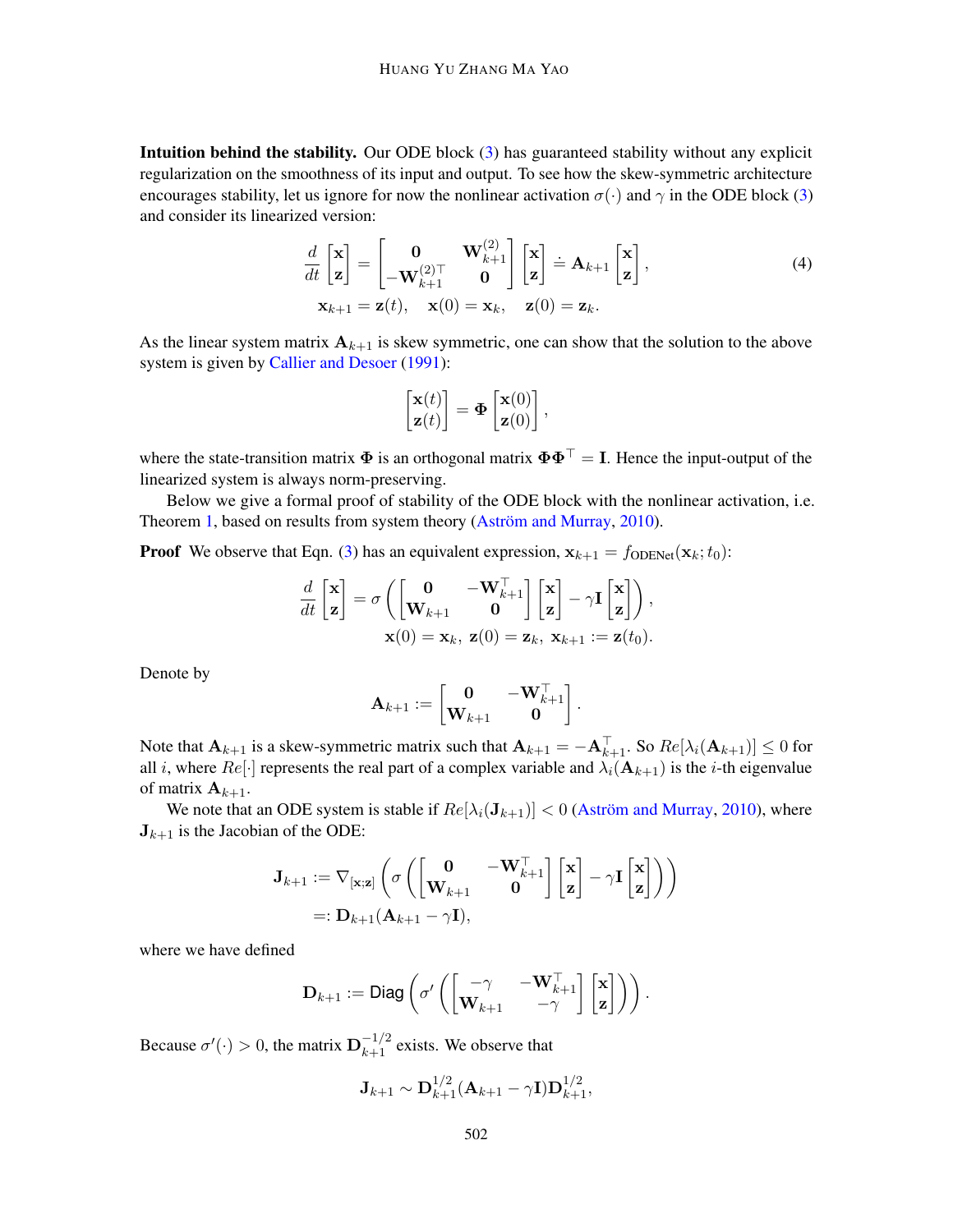**Intuition behind the stability.** Our ODE block (3) has guaranteed stability without any explicit regularization on the smoothness of its input and output. To see how the skew-symmetric architecture encourages stability, let us ignore for now the nonlinear activation $\sigma(\cdot)$ and $\gamma$ in the ODE block (3) and consider its linearized version:

$$
\begin{aligned}
\frac{d}{dt}\begin{bmatrix}\mathbf{x}\\ \mathbf{z}\end{bmatrix} &= \begin{bmatrix}\mathbf{0} & \mathbf{W}_{k+1}^{(2)}\\ -\mathbf{W}_{k+1}^{(2)\top} & \mathbf{0}\end{bmatrix}\begin{bmatrix}\mathbf{x}\\ \mathbf{z}\end{bmatrix} \doteq \mathbf{A}_{k+1}\begin{bmatrix}\mathbf{x}\\ \mathbf{z}\end{bmatrix}, \\
\mathbf{x}_{k+1} &= \mathbf{z}(t), \quad \mathbf{x}(0) = \mathbf{x}_k, \quad \mathbf{z}(0) = \mathbf{z}_k.
\end{aligned} \tag{4}
$$

As the linear system matrix $\mathbf{A}_{k+1}$ is skew symmetric, one can show that the solution to the above system is given by Callier and Desoer (1991):

$$
\begin{bmatrix}\mathbf{x}(t)\\ \mathbf{z}(t)\end{bmatrix} = \mathbf{\Phi}\begin{bmatrix}\mathbf{x}(0)\\ \mathbf{z}(0)\end{bmatrix},
$$

where the state-transition matrix $\mathbf{\Phi}$ is an orthogonal matrix $\mathbf{\Phi}\mathbf{\Phi}^\top = \mathbf{I}$. Hence the input-output of the linearized system is always norm-preserving.

Below we give a formal proof of stability of the ODE block with the nonlinear activation, i.e. Theorem 1, based on results from system theory (Aström and Murray, 2010).

**Proof** We observe that Eqn. (3) has an equivalent expression, $\mathbf{x}_{k+1} = f_{\text{ODENet}}(\mathbf{x}_k; t_0)$:

$$
\begin{aligned}
\frac{d}{dt}\begin{bmatrix}\mathbf{x}\\ \mathbf{z}\end{bmatrix} &= \sigma\left(\begin{bmatrix}\mathbf{0} & -\mathbf{W}_{k+1}^\top\\ \mathbf{W}_{k+1} & \mathbf{0}\end{bmatrix}\begin{bmatrix}\mathbf{x}\\ \mathbf{z}\end{bmatrix} - \gamma\mathbf{I}\begin{bmatrix}\mathbf{x}\\ \mathbf{z}\end{bmatrix}\right), \\
&\mathbf{x}(0) = \mathbf{x}_k,\ \mathbf{z}(0) = \mathbf{z}_k,\ \mathbf{x}_{k+1} := \mathbf{z}(t_0).
\end{aligned}
$$

Denote by

$$
\mathbf{A}_{k+1} := \begin{bmatrix}\mathbf{0} & -\mathbf{W}_{k+1}^\top\\ \mathbf{W}_{k+1} & \mathbf{0}\end{bmatrix}.
$$

Note that $\mathbf{A}_{k+1}$ is a skew-symmetric matrix such that $\mathbf{A}_{k+1} = -\mathbf{A}_{k+1}^\top$. So $Re[\lambda_i(\mathbf{A}_{k+1})] \le 0$ for all $i$, where $Re[\cdot]$ represents the real part of a complex variable and $\lambda_i(\mathbf{A}_{k+1})$ is the $i$-th eigenvalue of matrix $\mathbf{A}_{k+1}$.

We note that an ODE system is stable if $Re[\lambda_i(\mathbf{J}_{k+1})] < 0$ (Aström and Murray, 2010), where $\mathbf{J}_{k+1}$ is the Jacobian of the ODE:

$$
\begin{aligned}
\mathbf{J}_{k+1} &:= \nabla_{[\mathbf{x};\mathbf{z}]}\left(\sigma\left(\begin{bmatrix}\mathbf{0} & -\mathbf{W}_{k+1}^\top\\ \mathbf{W}_{k+1} & \mathbf{0}\end{bmatrix}\begin{bmatrix}\mathbf{x}\\ \mathbf{z}\end{bmatrix} - \gamma\mathbf{I}\begin{bmatrix}\mathbf{x}\\ \mathbf{z}\end{bmatrix}\right)\right) \\
&=: \mathbf{D}_{k+1}(\mathbf{A}_{k+1} - \gamma\mathbf{I}),
\end{aligned}
$$

where we have defined

$$
\mathbf{D}_{k+1} := \mathsf{Diag}\left(\sigma'\left(\begin{bmatrix}-\gamma & -\mathbf{W}_{k+1}^\top\\ \mathbf{W}_{k+1} & -\gamma\end{bmatrix}\begin{bmatrix}\mathbf{x}\\ \mathbf{z}\end{bmatrix}\right)\right).
$$

Because $\sigma'(\cdot) > 0$, the matrix $\mathbf{D}_{k+1}^{-1/2}$ exists. We observe that

$$
\mathbf{J}_{k+1} \sim \mathbf{D}_{k+1}^{1/2}(\mathbf{A}_{k+1} - \gamma\mathbf{I})\mathbf{D}_{k+1}^{1/2},
$$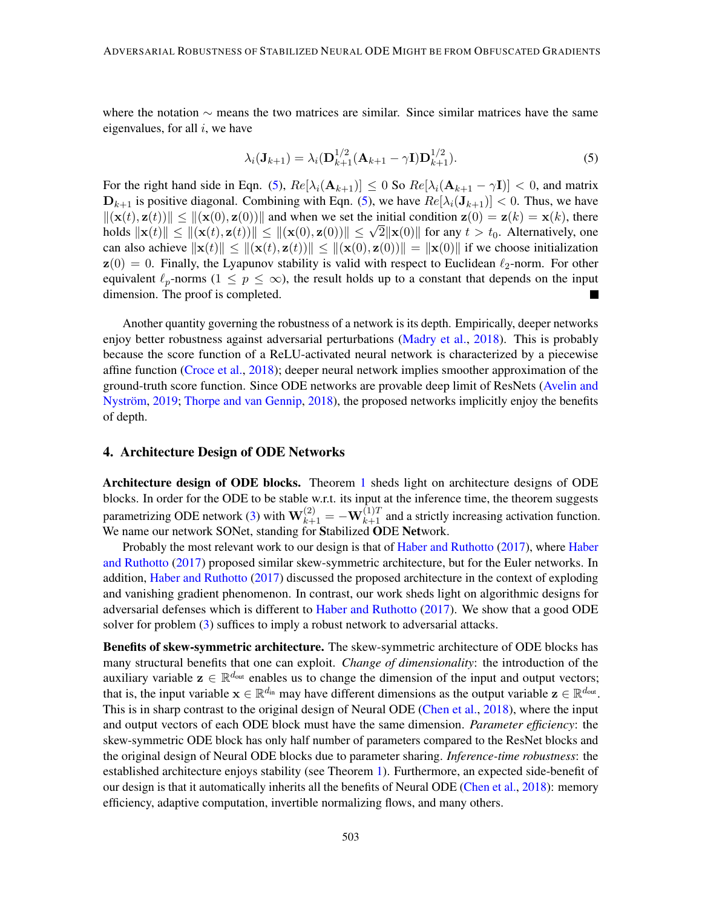where the notation $\sim$ means the two matrices are similar. Since similar matrices have the same eigenvalues, for all $i$, we have

$$\lambda_i(\mathbf{J}_{k+1}) = \lambda_i(\mathbf{D}_{k+1}^{1/2}(\mathbf{A}_{k+1} - \gamma\mathbf{I})\mathbf{D}_{k+1}^{1/2}). \tag{5}$$

For the right hand side in Eqn. (5), $Re[\lambda_i(\mathbf{A}_{k+1})] \leq 0$ So $Re[\lambda_i(\mathbf{A}_{k+1} - \gamma\mathbf{I})] < 0$, and matrix $\mathbf{D}_{k+1}$ is positive diagonal. Combining with Eqn. (5), we have $Re[\lambda_i(\mathbf{J}_{k+1})] < 0$. Thus, we have $\|(\mathbf{x}(t), \mathbf{z}(t))\| \leq \|(\mathbf{x}(0), \mathbf{z}(0))\|$ and when we set the initial condition $\mathbf{z}(0) = \mathbf{z}(k) = \mathbf{x}(k)$, there holds $\|\mathbf{x}(t)\| \leq \|(\mathbf{x}(t), \mathbf{z}(t))\| \leq \|(\mathbf{x}(0), \mathbf{z}(0))\| \leq \sqrt{2}\|\mathbf{x}(0)\|$ for any $t > t_0$. Alternatively, one can also achieve $\|\mathbf{x}(t)\| \leq \|(\mathbf{x}(t), \mathbf{z}(t))\| \leq \|(\mathbf{x}(0), \mathbf{z}(0))\| = \|\mathbf{x}(0)\|$ if we choose initialization $\mathbf{z}(0) = 0$. Finally, the Lyapunov stability is valid with respect to Euclidean $\ell_2$-norm. For other equivalent $\ell_p$-norms ($1 \leq p \leq \infty$), the result holds up to a constant that depends on the input dimension. The proof is completed. ■

Another quantity governing the robustness of a network is its depth. Empirically, deeper networks enjoy better robustness against adversarial perturbations (Madry et al., 2018). This is probably because the score function of a ReLU-activated neural network is characterized by a piecewise affine function (Croce et al., 2018); deeper neural network implies smoother approximation of the ground-truth score function. Since ODE networks are provable deep limit of ResNets (Avelin and Nyström, 2019; Thorpe and van Gennip, 2018), the proposed networks implicitly enjoy the benefits of depth.

## 4. Architecture Design of ODE Networks

**Architecture design of ODE blocks.** Theorem 1 sheds light on architecture designs of ODE blocks. In order for the ODE to be stable w.r.t. its input at the inference time, the theorem suggests parametrizing ODE network (3) with $\mathbf{W}_{k+1}^{(2)} = -\mathbf{W}_{k+1}^{(1)T}$ and a strictly increasing activation function. We name our network SONet, standing for **S**tabilized **O**DE **Net**work.

Probably the most relevant work to our design is that of Haber and Ruthotto (2017), where Haber and Ruthotto (2017) proposed similar skew-symmetric architecture, but for the Euler networks. In addition, Haber and Ruthotto (2017) discussed the proposed architecture in the context of exploding and vanishing gradient phenomenon. In contrast, our work sheds light on algorithmic designs for adversarial defenses which is different to Haber and Ruthotto (2017). We show that a good ODE solver for problem (3) suffices to imply a robust network to adversarial attacks.

**Benefits of skew-symmetric architecture.** The skew-symmetric architecture of ODE blocks has many structural benefits that one can exploit. *Change of dimensionality*: the introduction of the auxiliary variable $\mathbf{z} \in \mathbb{R}^{d_{\text{out}}}$ enables us to change the dimension of the input and output vectors; that is, the input variable $\mathbf{x} \in \mathbb{R}^{d_{\text{in}}}$ may have different dimensions as the output variable $\mathbf{z} \in \mathbb{R}^{d_{\text{out}}}$. This is in sharp contrast to the original design of Neural ODE (Chen et al., 2018), where the input and output vectors of each ODE block must have the same dimension. *Parameter efficiency*: the skew-symmetric ODE block has only half number of parameters compared to the ResNet blocks and the original design of Neural ODE blocks due to parameter sharing. *Inference-time robustness*: the established architecture enjoys stability (see Theorem 1). Furthermore, an expected side-benefit of our design is that it automatically inherits all the benefits of Neural ODE (Chen et al., 2018): memory efficiency, adaptive computation, invertible normalizing flows, and many others.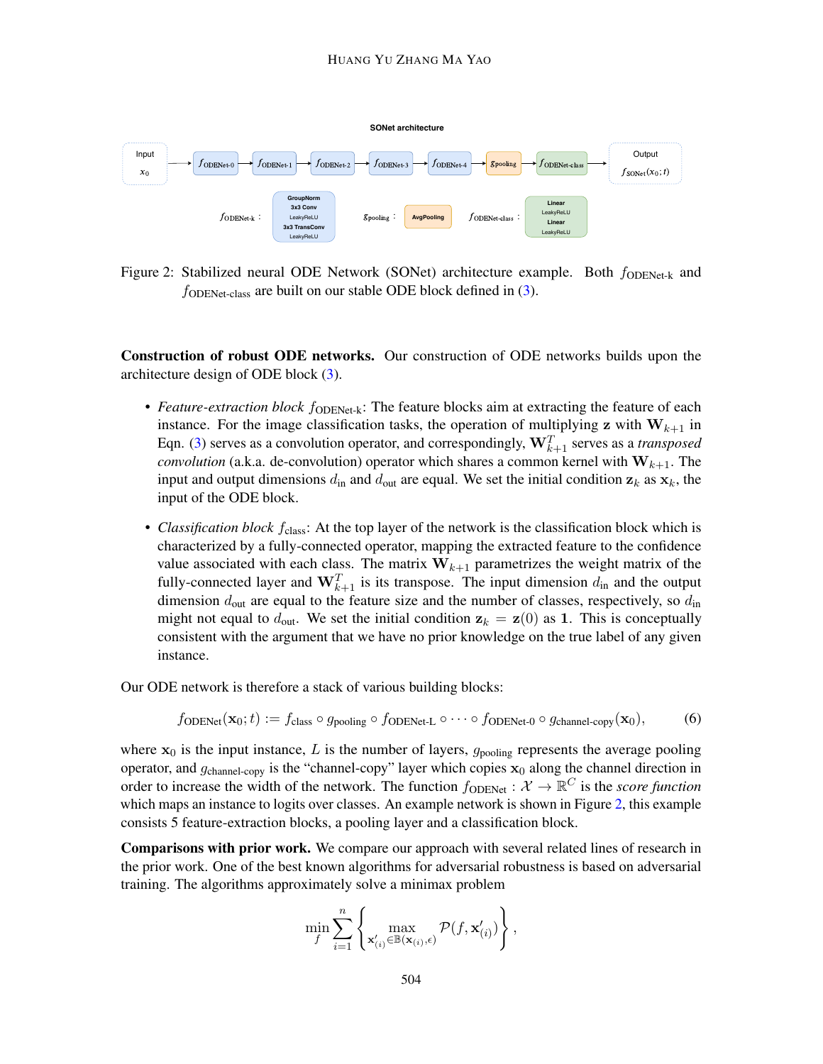Figure 2: Stabilized neural ODE Network (SONet) architecture example. Both $f_{\text{ODENet-k}}$ and $f_{\text{ODENet-class}}$ are built on our stable ODE block defined in (3).

**Construction of robust ODE networks.** Our construction of ODE networks builds upon the architecture design of ODE block (3).

- *Feature-extraction block* $f_{\text{ODENet-k}}$: The feature blocks aim at extracting the feature of each instance. For the image classification tasks, the operation of multiplying $\mathbf{z}$ with $\mathbf{W}_{k+1}$ in Eqn. (3) serves as a convolution operator, and correspondingly, $\mathbf{W}_{k+1}^T$ serves as a *transposed convolution* (a.k.a. de-convolution) operator which shares a common kernel with $\mathbf{W}_{k+1}$. The input and output dimensions $d_{\text{in}}$ and $d_{\text{out}}$ are equal. We set the initial condition $\mathbf{z}_k$ as $\mathbf{x}_k$, the input of the ODE block.

- *Classification block* $f_{\text{class}}$: At the top layer of the network is the classification block which is characterized by a fully-connected operator, mapping the extracted feature to the confidence value associated with each class. The matrix $\mathbf{W}_{k+1}$ parametrizes the weight matrix of the fully-connected layer and $\mathbf{W}_{k+1}^T$ is its transpose. The input dimension $d_{\text{in}}$ and the output dimension $d_{\text{out}}$ are equal to the feature size and the number of classes, respectively, so $d_{\text{in}}$ might not equal to $d_{\text{out}}$. We set the initial condition $\mathbf{z}_k = \mathbf{z}(0)$ as $\mathbf{1}$. This is conceptually consistent with the argument that we have no prior knowledge on the true label of any given instance.

Our ODE network is therefore a stack of various building blocks:

$$f_{\text{ODENet}}(\mathbf{x}_0; t) := f_{\text{class}} \circ g_{\text{pooling}} \circ f_{\text{ODENet-L}} \circ \cdots \circ f_{\text{ODENet-0}} \circ g_{\text{channel-copy}}(\mathbf{x}_0), \tag{6}$$

where $\mathbf{x}_0$ is the input instance, $L$ is the number of layers, $g_{\text{pooling}}$ represents the average pooling operator, and $g_{\text{channel-copy}}$ is the "channel-copy" layer which copies $\mathbf{x}_0$ along the channel direction in order to increase the width of the network. The function $f_{\text{ODENet}} : \mathcal{X} \to \mathbb{R}^C$ is the *score function* which maps an instance to logits over classes. An example network is shown in Figure 2, this example consists 5 feature-extraction blocks, a pooling layer and a classification block.

**Comparisons with prior work.** We compare our approach with several related lines of research in the prior work. One of the best known algorithms for adversarial robustness is based on adversarial training. The algorithms approximately solve a minimax problem

$$\min_f \sum_{i=1}^{n} \left\{ \max_{\mathbf{x}'_{(i)} \in \mathbb{B}(\mathbf{x}_{(i)}, \epsilon)} \mathcal{P}(f, \mathbf{x}'_{(i)}) \right\},$$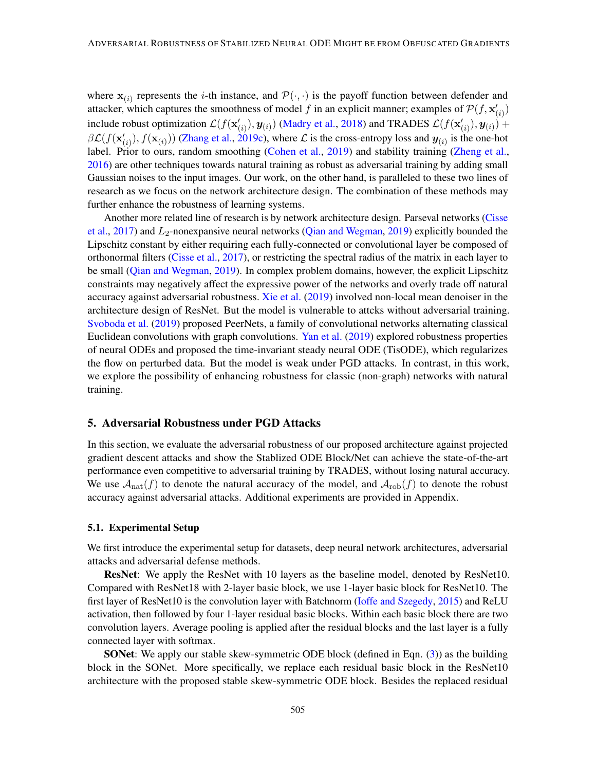where $\mathbf{x}_{(i)}$ represents the $i$-th instance, and $\mathcal{P}(\cdot, \cdot)$ is the payoff function between defender and attacker, which captures the smoothness of model $f$ in an explicit manner; examples of $\mathcal{P}(f, \mathbf{x}'_{(i)})$ include robust optimization $\mathcal{L}(f(\mathbf{x}'_{(i)}), \boldsymbol{y}_{(i)})$ (Madry et al., 2018) and TRADES $\mathcal{L}(f(\mathbf{x}'_{(i)}), \boldsymbol{y}_{(i)}) + \beta\mathcal{L}(f(\mathbf{x}'_{(i)}), f(\mathbf{x}_{(i)}))$ (Zhang et al., 2019c), where $\mathcal{L}$ is the cross-entropy loss and $\boldsymbol{y}_{(i)}$ is the one-hot label. Prior to ours, random smoothing (Cohen et al., 2019) and stability training (Zheng et al., 2016) are other techniques towards natural training as robust as adversarial training by adding small Gaussian noises to the input images. Our work, on the other hand, is paralleled to these two lines of research as we focus on the network architecture design. The combination of these methods may further enhance the robustness of learning systems.

Another more related line of research is by network architecture design. Parseval networks (Cisse et al., 2017) and $L_2$-nonexpansive neural networks (Qian and Wegman, 2019) explicitly bounded the Lipschitz constant by either requiring each fully-connected or convolutional layer be composed of orthonormal filters (Cisse et al., 2017), or restricting the spectral radius of the matrix in each layer to be small (Qian and Wegman, 2019). In complex problem domains, however, the explicit Lipschitz constraints may negatively affect the expressive power of the networks and overly trade off natural accuracy against adversarial robustness. Xie et al. (2019) involved non-local mean denoiser in the architecture design of ResNet. But the model is vulnerable to attcks without adversarial training. Svoboda et al. (2019) proposed PeerNets, a family of convolutional networks alternating classical Euclidean convolutions with graph convolutions. Yan et al. (2019) explored robustness properties of neural ODEs and proposed the time-invariant steady neural ODE (TisODE), which regularizes the flow on perturbed data. But the model is weak under PGD attacks. In contrast, in this work, we explore the possibility of enhancing robustness for classic (non-graph) networks with natural training.

## 5. Adversarial Robustness under PGD Attacks

In this section, we evaluate the adversarial robustness of our proposed architecture against projected gradient descent attacks and show the Stablized ODE Block/Net can achieve the state-of-the-art performance even competitive to adversarial training by TRADES, without losing natural accuracy. We use $\mathcal{A}_{\mathrm{nat}}(f)$ to denote the natural accuracy of the model, and $\mathcal{A}_{\mathrm{rob}}(f)$ to denote the robust accuracy against adversarial attacks. Additional experiments are provided in Appendix.

### 5.1. Experimental Setup

We first introduce the experimental setup for datasets, deep neural network architectures, adversarial attacks and adversarial defense methods.

**ResNet**: We apply the ResNet with 10 layers as the baseline model, denoted by ResNet10. Compared with ResNet18 with 2-layer basic block, we use 1-layer basic block for ResNet10. The first layer of ResNet10 is the convolution layer with Batchnorm (Ioffe and Szegedy, 2015) and ReLU activation, then followed by four 1-layer residual basic blocks. Within each basic block there are two convolution layers. Average pooling is applied after the residual blocks and the last layer is a fully connected layer with softmax.

**SONet**: We apply our stable skew-symmetric ODE block (defined in Eqn. (3)) as the building block in the SONet. More specifically, we replace each residual basic block in the ResNet10 architecture with the proposed stable skew-symmetric ODE block. Besides the replaced residual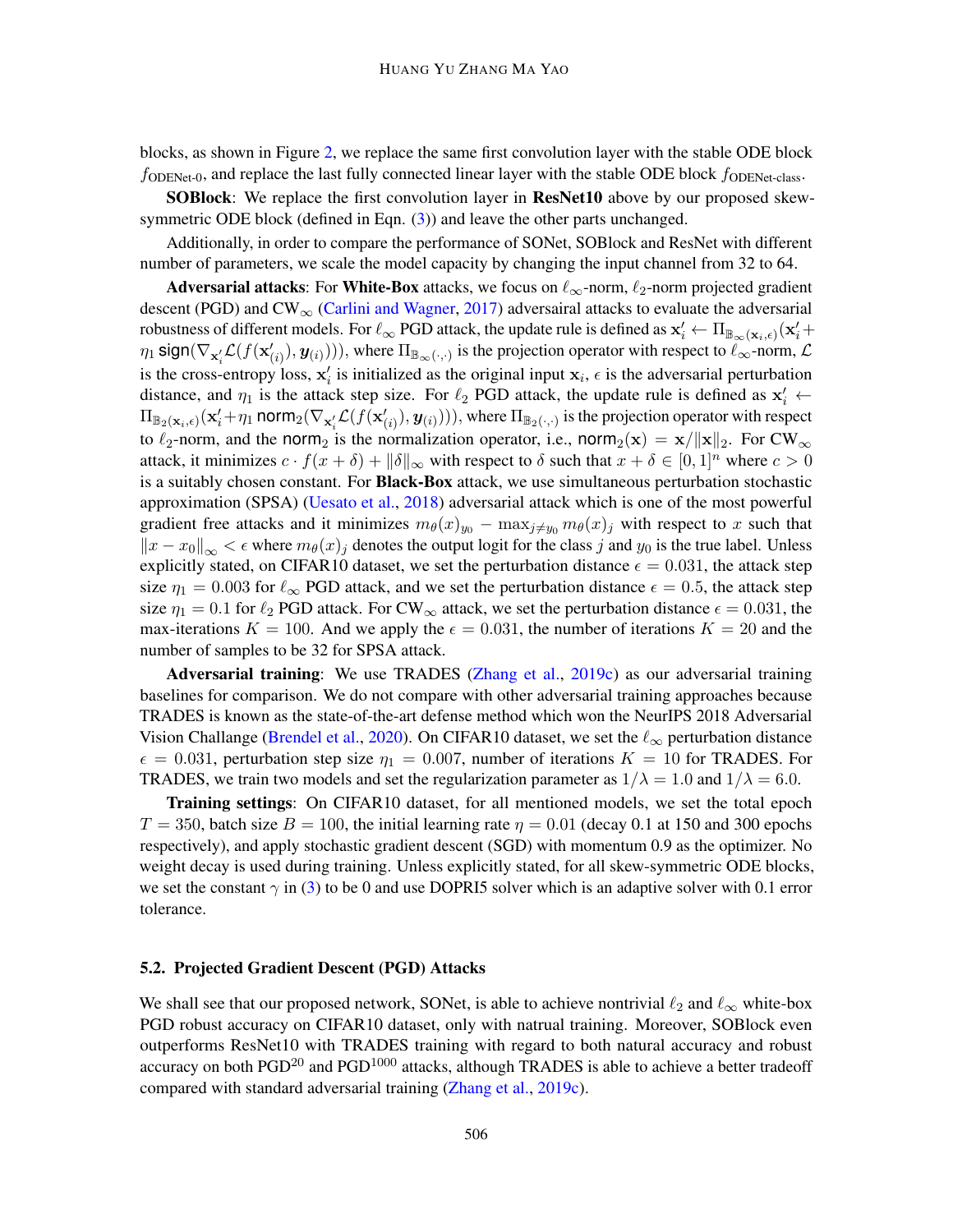blocks, as shown in Figure 2, we replace the same first convolution layer with the stable ODE block $f_{\text{ODENet-0}}$, and replace the last fully connected linear layer with the stable ODE block $f_{\text{ODENet-class}}$.

**SOBlock**: We replace the first convolution layer in **ResNet10** above by our proposed skew-symmetric ODE block (defined in Eqn. (3)) and leave the other parts unchanged.

Additionally, in order to compare the performance of SONet, SOBlock and ResNet with different number of parameters, we scale the model capacity by changing the input channel from 32 to 64.

**Adversarial attacks**: For **White-Box** attacks, we focus on $\ell_\infty$-norm, $\ell_2$-norm projected gradient descent (PGD) and $\text{CW}_\infty$ (Carlini and Wagner, 2017) adversairal attacks to evaluate the adversarial robustness of different models. For $\ell_\infty$ PGD attack, the update rule is defined as $\mathbf{x}'_i \leftarrow \Pi_{\mathbb{B}_\infty(\mathbf{x}_i,\epsilon)}(\mathbf{x}'_i + \eta_1 \, \mathsf{sign}(\nabla_{\mathbf{x}'_i} \mathcal{L}(f(\mathbf{x}'_{(i)}), \boldsymbol{y}_{(i)})))$, where $\Pi_{\mathbb{B}_\infty(\cdot,\cdot)}$ is the projection operator with respect to $\ell_\infty$-norm, $\mathcal{L}$ is the cross-entropy loss, $\mathbf{x}'_i$ is initialized as the original input $\mathbf{x}_i$, $\epsilon$ is the adversarial perturbation distance, and $\eta_1$ is the attack step size. For $\ell_2$ PGD attack, the update rule is defined as $\mathbf{x}'_i \leftarrow \Pi_{\mathbb{B}_2(\mathbf{x}_i,\epsilon)}(\mathbf{x}'_i + \eta_1 \, \mathsf{norm}_2(\nabla_{\mathbf{x}'_i} \mathcal{L}(f(\mathbf{x}'_{(i)}), \boldsymbol{y}_{(i)})))$, where $\Pi_{\mathbb{B}_2(\cdot,\cdot)}$ is the projection operator with respect to $\ell_2$-norm, and the $\mathsf{norm}_2$ is the normalization operator, i.e., $\mathsf{norm}_2(\mathbf{x}) = \mathbf{x}/\|\mathbf{x}\|_2$. For $\text{CW}_\infty$ attack, it minimizes $c \cdot f(x + \delta) + \|\delta\|_\infty$ with respect to $\delta$ such that $x + \delta \in [0, 1]^n$ where $c > 0$ is a suitably chosen constant. For **Black-Box** attack, we use simultaneous perturbation stochastic approximation (SPSA) (Uesato et al., 2018) adversarial attack which is one of the most powerful gradient free attacks and it minimizes $m_\theta(x)_{y_0} - \max_{j \neq y_0} m_\theta(x)_j$ with respect to $x$ such that $\|x - x_0\|_\infty < \epsilon$ where $m_\theta(x)_j$ denotes the output logit for the class $j$ and $y_0$ is the true label. Unless explicitly stated, on CIFAR10 dataset, we set the perturbation distance $\epsilon = 0.031$, the attack step size $\eta_1 = 0.003$ for $\ell_\infty$ PGD attack, and we set the perturbation distance $\epsilon = 0.5$, the attack step size $\eta_1 = 0.1$ for $\ell_2$ PGD attack. For $\text{CW}_\infty$ attack, we set the perturbation distance $\epsilon = 0.031$, the max-iterations $K = 100$. And we apply the $\epsilon = 0.031$, the number of iterations $K = 20$ and the number of samples to be 32 for SPSA attack.

**Adversarial training**: We use TRADES (Zhang et al., 2019c) as our adversarial training baselines for comparison. We do not compare with other adversarial training approaches because TRADES is known as the state-of-the-art defense method which won the NeurIPS 2018 Adversarial Vision Challange (Brendel et al., 2020). On CIFAR10 dataset, we set the $\ell_\infty$ perturbation distance $\epsilon = 0.031$, perturbation step size $\eta_1 = 0.007$, number of iterations $K = 10$ for TRADES. For TRADES, we train two models and set the regularization parameter as $1/\lambda = 1.0$ and $1/\lambda = 6.0$.

**Training settings**: On CIFAR10 dataset, for all mentioned models, we set the total epoch $T = 350$, batch size $B = 100$, the initial learning rate $\eta = 0.01$ (decay 0.1 at 150 and 300 epochs respectively), and apply stochastic gradient descent (SGD) with momentum 0.9 as the optimizer. No weight decay is used during training. Unless explicitly stated, for all skew-symmetric ODE blocks, we set the constant $\gamma$ in (3) to be 0 and use DOPRI5 solver which is an adaptive solver with 0.1 error tolerance.

### 5.2. Projected Gradient Descent (PGD) Attacks

We shall see that our proposed network, SONet, is able to achieve nontrivial $\ell_2$ and $\ell_\infty$ white-box PGD robust accuracy on CIFAR10 dataset, only with natrual training. Moreover, SOBlock even outperforms ResNet10 with TRADES training with regard to both natural accuracy and robust accuracy on both $\text{PGD}^{20}$ and $\text{PGD}^{1000}$ attacks, although TRADES is able to achieve a better tradeoff compared with standard adversarial training (Zhang et al., 2019c).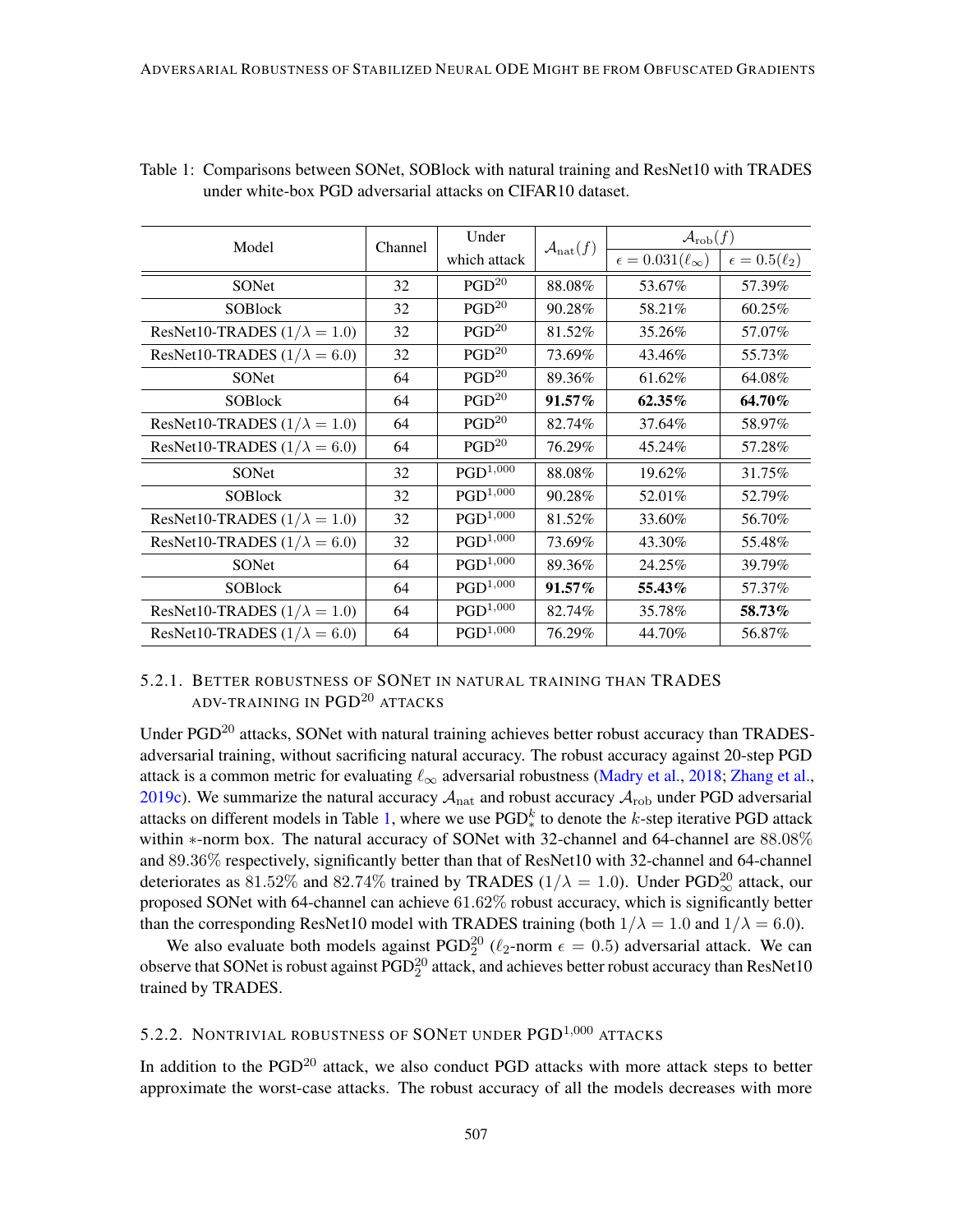Table 1: Comparisons between SONet, SOBlock with natural training and ResNet10 with TRADES under white-box PGD adversarial attacks on CIFAR10 dataset.

| Model | Channel | Under which attack | $\mathcal{A}_{\mathrm{nat}}(f)$ | $\mathcal{A}_{\mathrm{rob}}(f)$ | |
|---|---|---|---|---|---|
| | | | | $\epsilon = 0.031(\ell_\infty)$ | $\epsilon = 0.5(\ell_2)$ |
| SONet | 32 | PGD$^{20}$ | 88.08% | 53.67% | 57.39% |
| SOBlock | 32 | PGD$^{20}$ | 90.28% | 58.21% | 60.25% |
| ResNet10-TRADES ($1/\lambda = 1.0$) | 32 | PGD$^{20}$ | 81.52% | 35.26% | 57.07% |
| ResNet10-TRADES ($1/\lambda = 6.0$) | 32 | PGD$^{20}$ | 73.69% | 43.46% | 55.73% |
| SONet | 64 | PGD$^{20}$ | 89.36% | 61.62% | 64.08% |
| SOBlock | 64 | PGD$^{20}$ | **91.57%** | **62.35%** | **64.70%** |
| ResNet10-TRADES ($1/\lambda = 1.0$) | 64 | PGD$^{20}$ | 82.74% | 37.64% | 58.97% |
| ResNet10-TRADES ($1/\lambda = 6.0$) | 64 | PGD$^{20}$ | 76.29% | 45.24% | 57.28% |
| SONet | 32 | PGD$^{1,000}$ | 88.08% | 19.62% | 31.75% |
| SOBlock | 32 | PGD$^{1,000}$ | 90.28% | 52.01% | 52.79% |
| ResNet10-TRADES ($1/\lambda = 1.0$) | 32 | PGD$^{1,000}$ | 81.52% | 33.60% | 56.70% |
| ResNet10-TRADES ($1/\lambda = 6.0$) | 32 | PGD$^{1,000}$ | 73.69% | 43.30% | 55.48% |
| SONet | 64 | PGD$^{1,000}$ | 89.36% | 24.25% | 39.79% |
| SOBlock | 64 | PGD$^{1,000}$ | **91.57%** | **55.43%** | 57.37% |
| ResNet10-TRADES ($1/\lambda = 1.0$) | 64 | PGD$^{1,000}$ | 82.74% | 35.78% | **58.73%** |
| ResNet10-TRADES ($1/\lambda = 6.0$) | 64 | PGD$^{1,000}$ | 76.29% | 44.70% | 56.87% |

#### 5.2.1. Better robustness of SONet in natural training than TRADES adv-training in PGD$^{20}$ attacks

Under PGD$^{20}$ attacks, SONet with natural training achieves better robust accuracy than TRADES-adversarial training, without sacrificing natural accuracy. The robust accuracy against 20-step PGD attack is a common metric for evaluating $\ell_\infty$ adversarial robustness (Madry et al., 2018; Zhang et al., 2019c). We summarize the natural accuracy $\mathcal{A}_{\mathrm{nat}}$ and robust accuracy $\mathcal{A}_{\mathrm{rob}}$ under PGD adversarial attacks on different models in Table 1, where we use PGD$^k_*$ to denote the $k$-step iterative PGD attack within $*$-norm box. The natural accuracy of SONet with 32-channel and 64-channel are $88.08\%$ and $89.36\%$ respectively, significantly better than that of ResNet10 with 32-channel and 64-channel deteriorates as $81.52\%$ and $82.74\%$ trained by TRADES ($1/\lambda = 1.0$). Under PGD$^{20}_\infty$ attack, our proposed SONet with 64-channel can achieve $61.62\%$ robust accuracy, which is significantly better than the corresponding ResNet10 model with TRADES training (both $1/\lambda = 1.0$ and $1/\lambda = 6.0$).

We also evaluate both models against PGD$^{20}_2$ ($\ell_2$-norm $\epsilon = 0.5$) adversarial attack. We can observe that SONet is robust against PGD$^{20}_2$ attack, and achieves better robust accuracy than ResNet10 trained by TRADES.

#### 5.2.2. Nontrivial robustness of SONet under PGD$^{1,000}$ attacks

In addition to the PGD$^{20}$ attack, we also conduct PGD attacks with more attack steps to better approximate the worst-case attacks. The robust accuracy of all the models decreases with more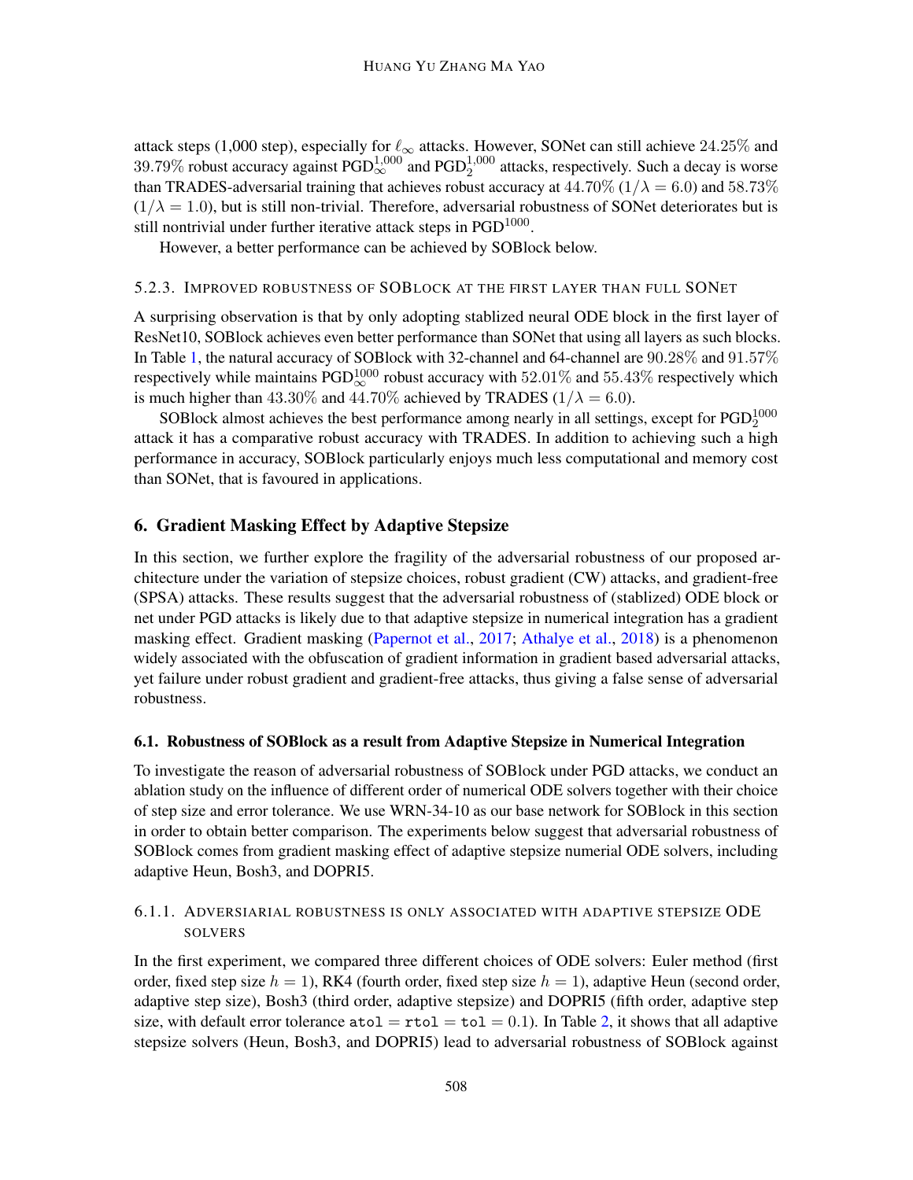attack steps (1,000 step), especially for $\ell_\infty$ attacks. However, SONet can still achieve $24.25\%$ and $39.79\%$ robust accuracy against $\text{PGD}_\infty^{1,000}$ and $\text{PGD}_2^{1,000}$ attacks, respectively. Such a decay is worse than TRADES-adversarial training that achieves robust accuracy at $44.70\%$ ($1/\lambda = 6.0$) and $58.73\%$ ($1/\lambda = 1.0$), but is still non-trivial. Therefore, adversarial robustness of SONet deteriorates but is still nontrivial under further iterative attack steps in $\text{PGD}^{1000}$.

However, a better performance can be achieved by SOBlock below.

#### 5.2.3. Improved robustness of SOBlock at the first layer than full SONet

A surprising observation is that by only adopting stablized neural ODE block in the first layer of ResNet10, SOBlock achieves even better performance than SONet that using all layers as such blocks. In Table 1, the natural accuracy of SOBlock with 32-channel and 64-channel are $90.28\%$ and $91.57\%$ respectively while maintains $\text{PGD}_\infty^{1000}$ robust accuracy with $52.01\%$ and $55.43\%$ respectively which is much higher than $43.30\%$ and $44.70\%$ achieved by TRADES ($1/\lambda = 6.0$).

SOBlock almost achieves the best performance among nearly in all settings, except for $\text{PGD}_2^{1000}$ attack it has a comparative robust accuracy with TRADES. In addition to achieving such a high performance in accuracy, SOBlock particularly enjoys much less computational and memory cost than SONet, that is favoured in applications.

## 6. Gradient Masking Effect by Adaptive Stepsize

In this section, we further explore the fragility of the adversarial robustness of our proposed architecture under the variation of stepsize choices, robust gradient (CW) attacks, and gradient-free (SPSA) attacks. These results suggest that the adversarial robustness of (stablized) ODE block or net under PGD attacks is likely due to that adaptive stepsize in numerical integration has a gradient masking effect. Gradient masking (Papernot et al., 2017; Athalye et al., 2018) is a phenomenon widely associated with the obfuscation of gradient information in gradient based adversarial attacks, yet failure under robust gradient and gradient-free attacks, thus giving a false sense of adversarial robustness.

### 6.1. Robustness of SOBlock as a result from Adaptive Stepsize in Numerical Integration

To investigate the reason of adversarial robustness of SOBlock under PGD attacks, we conduct an ablation study on the influence of different order of numerical ODE solvers together with their choice of step size and error tolerance. We use WRN-34-10 as our base network for SOBlock in this section in order to obtain better comparison. The experiments below suggest that adversarial robustness of SOBlock comes from gradient masking effect of adaptive stepsize numerial ODE solvers, including adaptive Heun, Bosh3, and DOPRI5.

#### 6.1.1. Adversiarial robustness is only associated with adaptive stepsize ODE solvers

In the first experiment, we compared three different choices of ODE solvers: Euler method (first order, fixed step size $h = 1$), RK4 (fourth order, fixed step size $h = 1$), adaptive Heun (second order, adaptive step size), Bosh3 (third order, adaptive stepsize) and DOPRI5 (fifth order, adaptive step size, with default error tolerance `atol` = `rtol` = `tol` = 0.1). In Table 2, it shows that all adaptive stepsize solvers (Heun, Bosh3, and DOPRI5) lead to adversarial robustness of SOBlock against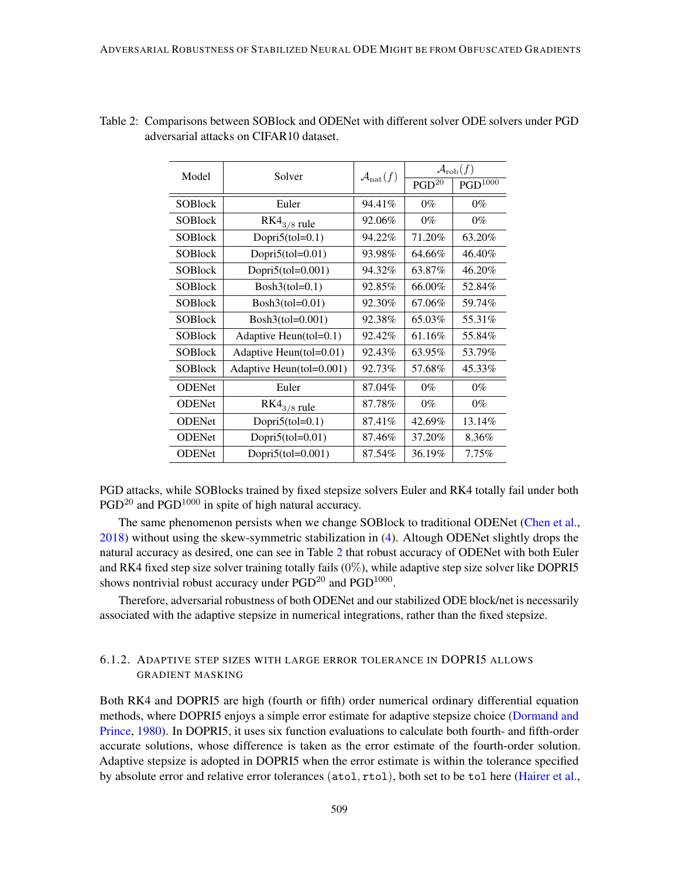Table 2: Comparisons between SOBlock and ODENet with different solver ODE solvers under PGD adversarial attacks on CIFAR10 dataset.

| Model | Solver | $\mathcal{A}_{\text{nat}}(f)$ | $\mathcal{A}_{\text{rob}}(f)$ | |
|---|---|---|---|---|
| | | | PGD$^{20}$ | PGD$^{1000}$ |
| SOBlock | Euler | 94.41% | 0% | 0% |
| SOBlock | RK4$_{3/8}$ rule | 92.06% | 0% | 0% |
| SOBlock | Dopri5(tol=0.1) | 94.22% | 71.20% | 63.20% |
| SOBlock | Dopri5(tol=0.01) | 93.98% | 64.66% | 46.40% |
| SOBlock | Dopri5(tol=0.001) | 94.32% | 63.87% | 46.20% |
| SOBlock | Bosh3(tol=0.1) | 92.85% | 66.00% | 52.84% |
| SOBlock | Bosh3(tol=0.01) | 92.30% | 67.06% | 59.74% |
| SOBlock | Bosh3(tol=0.001) | 92.38% | 65.03% | 55.31% |
| SOBlock | Adaptive Heun(tol=0.1) | 92.42% | 61.16% | 55.84% |
| SOBlock | Adaptive Heun(tol=0.01) | 92.43% | 63.95% | 53.79% |
| SOBlock | Adaptive Heun(tol=0.001) | 92.73% | 57.68% | 45.33% |
| ODENet | Euler | 87.04% | 0% | 0% |
| ODENet | RK4$_{3/8}$ rule | 87.78% | 0% | 0% |
| ODENet | Dopri5(tol=0.1) | 87.41% | 42.69% | 13.14% |
| ODENet | Dopri5(tol=0.01) | 87.46% | 37.20% | 8.36% |
| ODENet | Dopri5(tol=0.001) | 87.54% | 36.19% | 7.75% |

PGD attacks, while SOBlocks trained by fixed stepsize solvers Euler and RK4 totally fail under both PGD$^{20}$ and PGD$^{1000}$ in spite of high natural accuracy.

The same phenomenon persists when we change SOBlock to traditional ODENet (Chen et al., 2018) without using the skew-symmetric stabilization in (4). Altough ODENet slightly drops the natural accuracy as desired, one can see in Table 2 that robust accuracy of ODENet with both Euler and RK4 fixed step size solver training totally fails (0%), while adaptive step size solver like DOPRI5 shows nontrivial robust accuracy under PGD$^{20}$ and PGD$^{1000}$.

Therefore, adversarial robustness of both ODENet and our stabilized ODE block/net is necessarily associated with the adaptive stepsize in numerical integrations, rather than the fixed stepsize.

### 6.1.2. Adaptive step sizes with large error tolerance in DOPRI5 allows gradient masking

Both RK4 and DOPRI5 are high (fourth or fifth) order numerical ordinary differential equation methods, where DOPRI5 enjoys a simple error estimate for adaptive stepsize choice (Dormand and Prince, 1980). In DOPRI5, it uses six function evaluations to calculate both fourth- and fifth-order accurate solutions, whose difference is taken as the error estimate of the fourth-order solution. Adaptive stepsize is adopted in DOPRI5 when the error estimate is within the tolerance specified by absolute error and relative error tolerances (`atol`, `rtol`), both set to be `tol` here (Hairer et al.,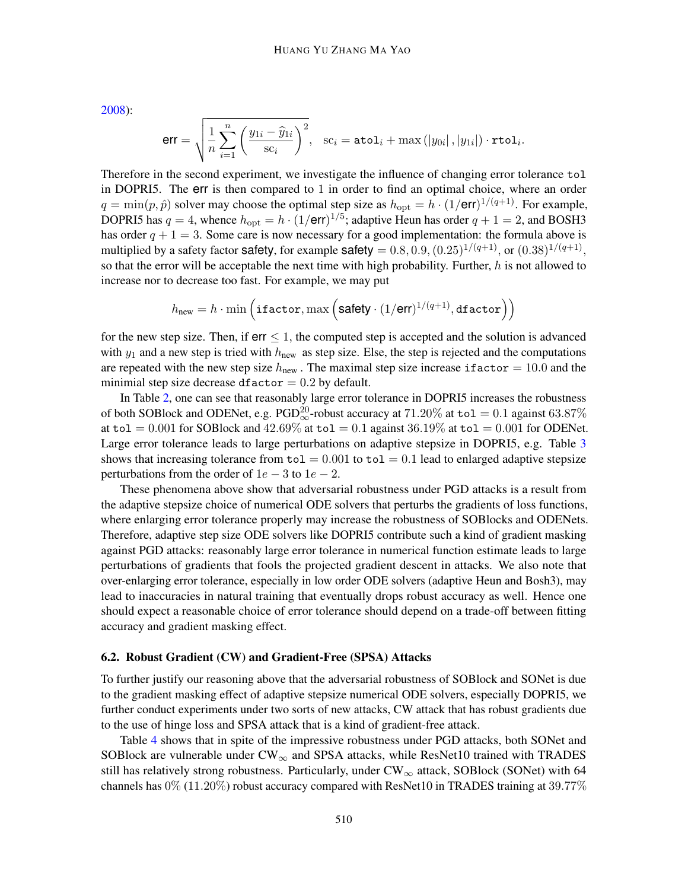2008):

$$\text{err} = \sqrt{\frac{1}{n}\sum_{i=1}^{n}\left(\frac{y_{1i} - \widehat{y}_{1i}}{\text{sc}_i}\right)^2}, \quad \text{sc}_i = \texttt{atol}_i + \max\left(|y_{0i}|, |y_{1i}|\right) \cdot \texttt{rtol}_i.$$

Therefore in the second experiment, we investigate the influence of changing error tolerance `tol` in DOPRI5. The err is then compared to 1 in order to find an optimal choice, where an order $q = \min(p, \hat{p})$ solver may choose the optimal step size as $h_{\text{opt}} = h \cdot (1/\text{err})^{1/(q+1)}$. For example, DOPRI5 has $q = 4$, whence $h_{\text{opt}} = h \cdot (1/\text{err})^{1/5}$; adaptive Heun has order $q + 1 = 2$, and BOSH3 has order $q + 1 = 3$. Some care is now necessary for a good implementation: the formula above is multiplied by a safety factor safety, for example $\text{safety} = 0.8, 0.9, (0.25)^{1/(q+1)}$, or $(0.38)^{1/(q+1)}$, so that the error will be acceptable the next time with high probability. Further, $h$ is not allowed to increase nor to decrease too fast. For example, we may put

$$h_{\text{new}} = h \cdot \min\left(\texttt{ifactor}, \max\left(\text{safety} \cdot (1/\text{err})^{1/(q+1)}, \texttt{dfactor}\right)\right)$$

for the new step size. Then, if $\text{err} \leq 1$, the computed step is accepted and the solution is advanced with $y_1$ and a new step is tried with $h_{\text{new}}$ as step size. Else, the step is rejected and the computations are repeated with the new step size $h_{\text{new}}$. The maximal step size increase $\texttt{ifactor} = 10.0$ and the minimial step size decrease $\texttt{dfactor} = 0.2$ by default.

In Table 2, one can see that reasonably large error tolerance in DOPRI5 increases the robustness of both SOBlock and ODENet, e.g. $\text{PGD}_{\infty}^{20}$-robust accuracy at $71.20\%$ at $\texttt{tol} = 0.1$ against $63.87\%$ at $\texttt{tol} = 0.001$ for SOBlock and $42.69\%$ at $\texttt{tol} = 0.1$ against $36.19\%$ at $\texttt{tol} = 0.001$ for ODENet. Large error tolerance leads to large perturbations on adaptive stepsize in DOPRI5, e.g. Table 3 shows that increasing tolerance from $\texttt{tol} = 0.001$ to $\texttt{tol} = 0.1$ lead to enlarged adaptive stepsize perturbations from the order of $1e-3$ to $1e-2$.

These phenomena above show that adversarial robustness under PGD attacks is a result from the adaptive stepsize choice of numerical ODE solvers that perturbs the gradients of loss functions, where enlarging error tolerance properly may increase the robustness of SOBlocks and ODENets. Therefore, adaptive step size ODE solvers like DOPRI5 contribute such a kind of gradient masking against PGD attacks: reasonably large error tolerance in numerical function estimate leads to large perturbations of gradients that fools the projected gradient descent in attacks. We also note that over-enlarging error tolerance, especially in low order ODE solvers (adaptive Heun and Bosh3), may lead to inaccuracies in natural training that eventually drops robust accuracy as well. Hence one should expect a reasonable choice of error tolerance should depend on a trade-off between fitting accuracy and gradient masking effect.

### 6.2. Robust Gradient (CW) and Gradient-Free (SPSA) Attacks

To further justify our reasoning above that the adversarial robustness of SOBlock and SONet is due to the gradient masking effect of adaptive stepsize numerical ODE solvers, especially DOPRI5, we further conduct experiments under two sorts of new attacks, CW attack that has robust gradients due to the use of hinge loss and SPSA attack that is a kind of gradient-free attack.

Table 4 shows that in spite of the impressive robustness under PGD attacks, both SONet and SOBlock are vulnerable under $\text{CW}_{\infty}$ and SPSA attacks, while ResNet10 trained with TRADES still has relatively strong robustness. Particularly, under $\text{CW}_{\infty}$ attack, SOBlock (SONet) with 64 channels has $0\%$ ($11.20\%$) robust accuracy compared with ResNet10 in TRADES training at $39.77\%$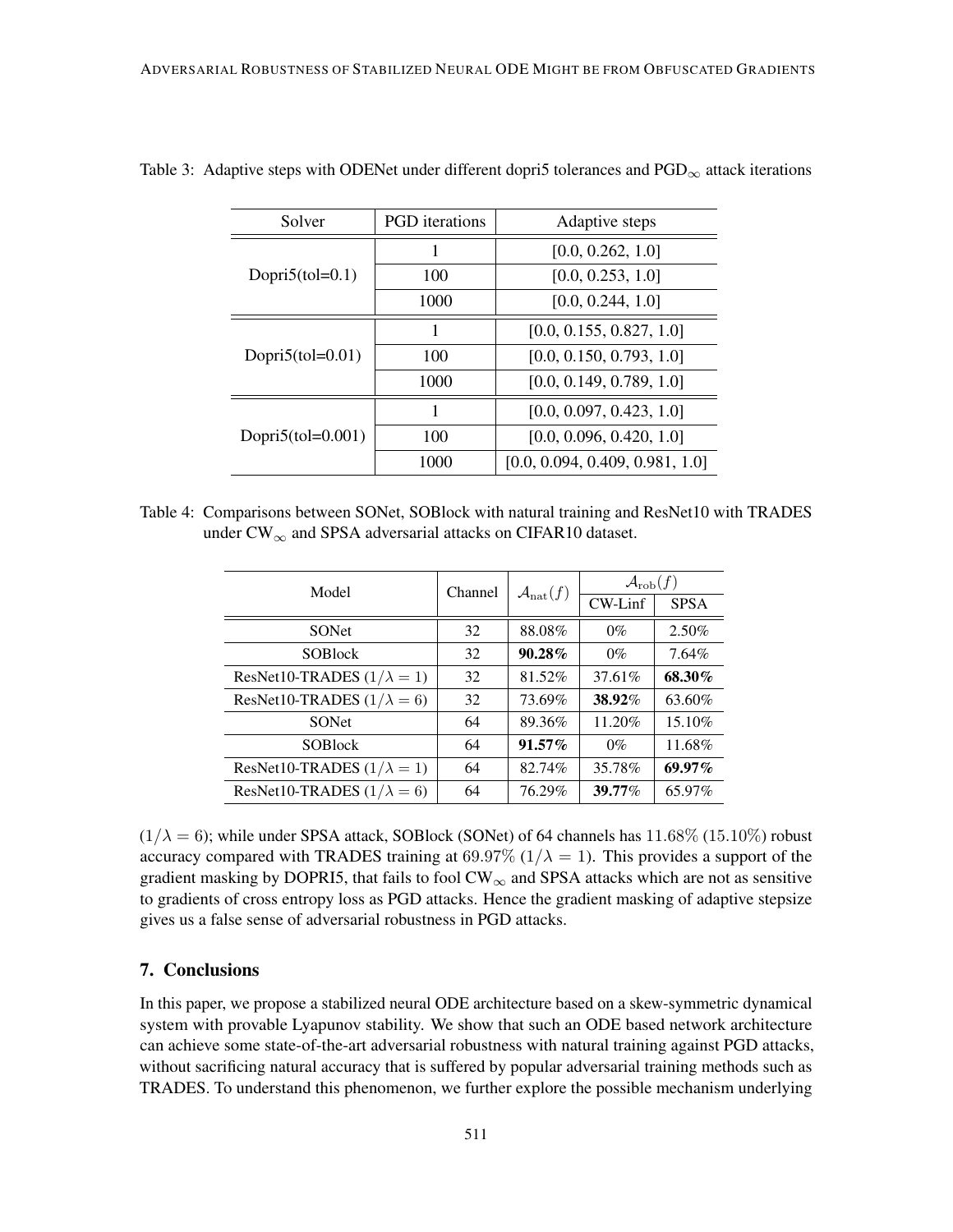Table 3: Adaptive steps with ODENet under different dopri5 tolerances and $\text{PGD}_{\infty}$ attack iterations

| Solver | PGD iterations | Adaptive steps |
|---|---|---|
| Dopri5(tol=0.1) | 1 | [0.0, 0.262, 1.0] |
| | 100 | [0.0, 0.253, 1.0] |
| | 1000 | [0.0, 0.244, 1.0] |
| Dopri5(tol=0.01) | 1 | [0.0, 0.155, 0.827, 1.0] |
| | 100 | [0.0, 0.150, 0.793, 1.0] |
| | 1000 | [0.0, 0.149, 0.789, 1.0] |
| Dopri5(tol=0.001) | 1 | [0.0, 0.097, 0.423, 1.0] |
| | 100 | [0.0, 0.096, 0.420, 1.0] |
| | 1000 | [0.0, 0.094, 0.409, 0.981, 1.0] |

Table 4: Comparisons between SONet, SOBlock with natural training and ResNet10 with TRADES under $\text{CW}_{\infty}$ and SPSA adversarial attacks on CIFAR10 dataset.

| Model | Channel | $\mathcal{A}_{\text{nat}}(f)$ | $\mathcal{A}_{\text{rob}}(f)$ | |
|---|---|---|---|---|
| | | | CW-Linf | SPSA |
| SONet | 32 | 88.08% | 0% | 2.50% |
| SOBlock | 32 | **90.28%** | 0% | 7.64% |
| ResNet10-TRADES ($1/\lambda = 1$) | 32 | 81.52% | 37.61% | **68.30%** |
| ResNet10-TRADES ($1/\lambda = 6$) | 32 | 73.69% | **38.92%** | 63.60% |
| SONet | 64 | 89.36% | 11.20% | 15.10% |
| SOBlock | 64 | **91.57%** | 0% | 11.68% |
| ResNet10-TRADES ($1/\lambda = 1$) | 64 | 82.74% | 35.78% | **69.97%** |
| ResNet10-TRADES ($1/\lambda = 6$) | 64 | 76.29% | **39.77%** | 65.97% |

($1/\lambda = 6$); while under SPSA attack, SOBlock (SONet) of 64 channels has $11.68\%$ ($15.10\%$) robust accuracy compared with TRADES training at $69.97\%$ ($1/\lambda = 1$). This provides a support of the gradient masking by DOPRI5, that fails to fool $\text{CW}_{\infty}$ and SPSA attacks which are not as sensitive to gradients of cross entropy loss as PGD attacks. Hence the gradient masking of adaptive stepsize gives us a false sense of adversarial robustness in PGD attacks.

## 7. Conclusions

In this paper, we propose a stabilized neural ODE architecture based on a skew-symmetric dynamical system with provable Lyapunov stability. We show that such an ODE based network architecture can achieve some state-of-the-art adversarial robustness with natural training against PGD attacks, without sacrificing natural accuracy that is suffered by popular adversarial training methods such as TRADES. To understand this phenomenon, we further explore the possible mechanism underlying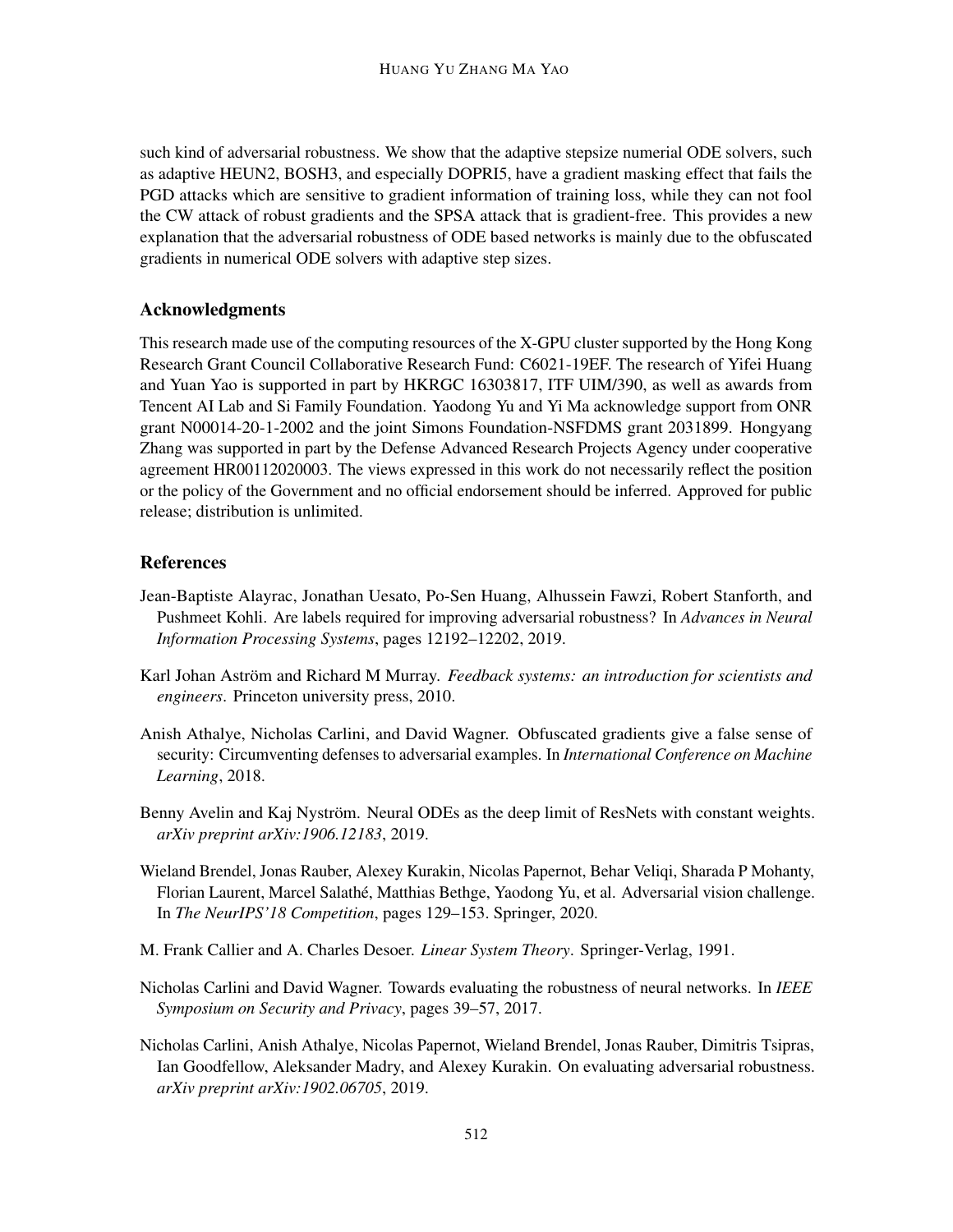such kind of adversarial robustness. We show that the adaptive stepsize numerial ODE solvers, such as adaptive HEUN2, BOSH3, and especially DOPRI5, have a gradient masking effect that fails the PGD attacks which are sensitive to gradient information of training loss, while they can not fool the CW attack of robust gradients and the SPSA attack that is gradient-free. This provides a new explanation that the adversarial robustness of ODE based networks is mainly due to the obfuscated gradients in numerical ODE solvers with adaptive step sizes.

## Acknowledgments

This research made use of the computing resources of the X-GPU cluster supported by the Hong Kong Research Grant Council Collaborative Research Fund: C6021-19EF. The research of Yifei Huang and Yuan Yao is supported in part by HKRGC 16303817, ITF UIM/390, as well as awards from Tencent AI Lab and Si Family Foundation. Yaodong Yu and Yi Ma acknowledge support from ONR grant N00014-20-1-2002 and the joint Simons Foundation-NSFDMS grant 2031899. Hongyang Zhang was supported in part by the Defense Advanced Research Projects Agency under cooperative agreement HR00112020003. The views expressed in this work do not necessarily reflect the position or the policy of the Government and no official endorsement should be inferred. Approved for public release; distribution is unlimited.

## References

Jean-Baptiste Alayrac, Jonathan Uesato, Po-Sen Huang, Alhussein Fawzi, Robert Stanforth, and Pushmeet Kohli. Are labels required for improving adversarial robustness? In *Advances in Neural Information Processing Systems*, pages 12192–12202, 2019.

Karl Johan Aström and Richard M Murray. *Feedback systems: an introduction for scientists and engineers*. Princeton university press, 2010.

Anish Athalye, Nicholas Carlini, and David Wagner. Obfuscated gradients give a false sense of security: Circumventing defenses to adversarial examples. In *International Conference on Machine Learning*, 2018.

Benny Avelin and Kaj Nyström. Neural ODEs as the deep limit of ResNets with constant weights. *arXiv preprint arXiv:1906.12183*, 2019.

Wieland Brendel, Jonas Rauber, Alexey Kurakin, Nicolas Papernot, Behar Veliqi, Sharada P Mohanty, Florian Laurent, Marcel Salathé, Matthias Bethge, Yaodong Yu, et al. Adversarial vision challenge. In *The NeurIPS'18 Competition*, pages 129–153. Springer, 2020.

M. Frank Callier and A. Charles Desoer. *Linear System Theory*. Springer-Verlag, 1991.

Nicholas Carlini and David Wagner. Towards evaluating the robustness of neural networks. In *IEEE Symposium on Security and Privacy*, pages 39–57, 2017.

Nicholas Carlini, Anish Athalye, Nicolas Papernot, Wieland Brendel, Jonas Rauber, Dimitris Tsipras, Ian Goodfellow, Aleksander Madry, and Alexey Kurakin. On evaluating adversarial robustness. *arXiv preprint arXiv:1902.06705*, 2019.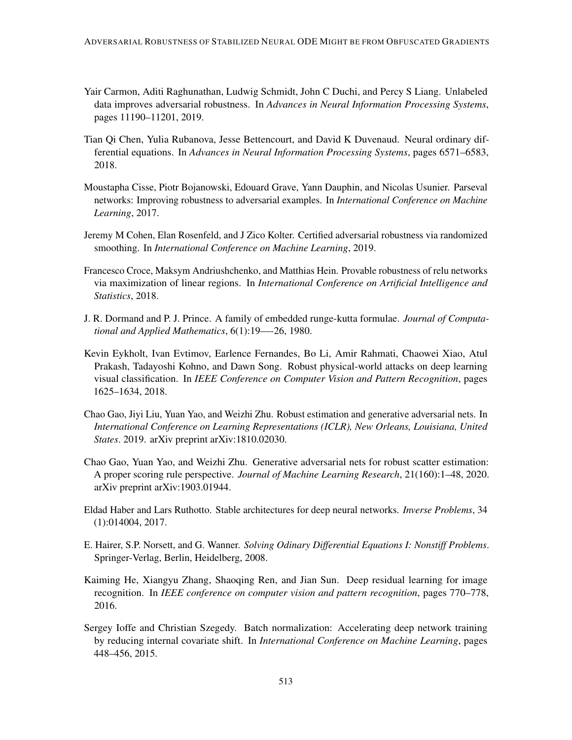Yair Carmon, Aditi Raghunathan, Ludwig Schmidt, John C Duchi, and Percy S Liang. Unlabeled data improves adversarial robustness. In *Advances in Neural Information Processing Systems*, pages 11190–11201, 2019.

Tian Qi Chen, Yulia Rubanova, Jesse Bettencourt, and David K Duvenaud. Neural ordinary differential equations. In *Advances in Neural Information Processing Systems*, pages 6571–6583, 2018.

Moustapha Cisse, Piotr Bojanowski, Edouard Grave, Yann Dauphin, and Nicolas Usunier. Parseval networks: Improving robustness to adversarial examples. In *International Conference on Machine Learning*, 2017.

Jeremy M Cohen, Elan Rosenfeld, and J Zico Kolter. Certified adversarial robustness via randomized smoothing. In *International Conference on Machine Learning*, 2019.

Francesco Croce, Maksym Andriushchenko, and Matthias Hein. Provable robustness of relu networks via maximization of linear regions. In *International Conference on Artificial Intelligence and Statistics*, 2018.

J. R. Dormand and P. J. Prince. A family of embedded runge-kutta formulae. *Journal of Computational and Applied Mathematics*, 6(1):19—-26, 1980.

Kevin Eykholt, Ivan Evtimov, Earlence Fernandes, Bo Li, Amir Rahmati, Chaowei Xiao, Atul Prakash, Tadayoshi Kohno, and Dawn Song. Robust physical-world attacks on deep learning visual classification. In *IEEE Conference on Computer Vision and Pattern Recognition*, pages 1625–1634, 2018.

Chao Gao, Jiyi Liu, Yuan Yao, and Weizhi Zhu. Robust estimation and generative adversarial nets. In *International Conference on Learning Representations (ICLR), New Orleans, Louisiana, United States*. 2019. arXiv preprint arXiv:1810.02030.

Chao Gao, Yuan Yao, and Weizhi Zhu. Generative adversarial nets for robust scatter estimation: A proper scoring rule perspective. *Journal of Machine Learning Research*, 21(160):1–48, 2020. arXiv preprint arXiv:1903.01944.

Eldad Haber and Lars Ruthotto. Stable architectures for deep neural networks. *Inverse Problems*, 34 (1):014004, 2017.

E. Hairer, S.P. Norsett, and G. Wanner. *Solving Odinary Differential Equations I: Nonstiff Problems*. Springer-Verlag, Berlin, Heidelberg, 2008.

Kaiming He, Xiangyu Zhang, Shaoqing Ren, and Jian Sun. Deep residual learning for image recognition. In *IEEE conference on computer vision and pattern recognition*, pages 770–778, 2016.

Sergey Ioffe and Christian Szegedy. Batch normalization: Accelerating deep network training by reducing internal covariate shift. In *International Conference on Machine Learning*, pages 448–456, 2015.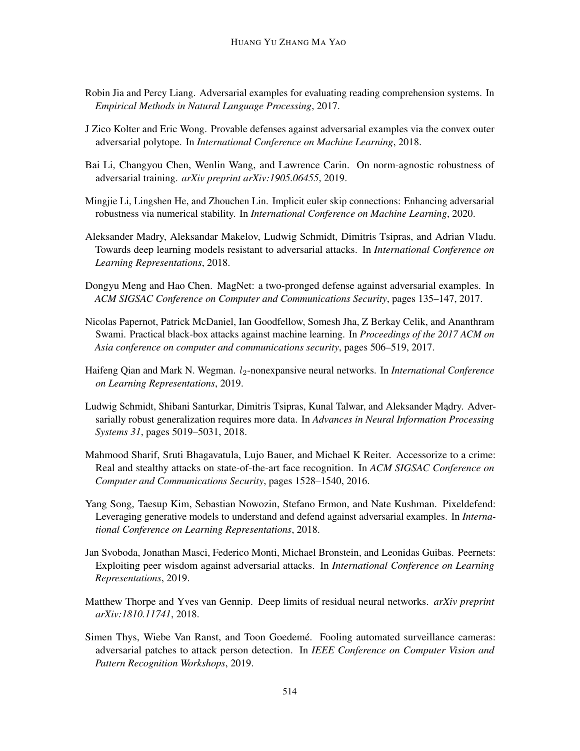Robin Jia and Percy Liang. Adversarial examples for evaluating reading comprehension systems. In *Empirical Methods in Natural Language Processing*, 2017.

J Zico Kolter and Eric Wong. Provable defenses against adversarial examples via the convex outer adversarial polytope. In *International Conference on Machine Learning*, 2018.

Bai Li, Changyou Chen, Wenlin Wang, and Lawrence Carin. On norm-agnostic robustness of adversarial training. *arXiv preprint arXiv:1905.06455*, 2019.

Mingjie Li, Lingshen He, and Zhouchen Lin. Implicit euler skip connections: Enhancing adversarial robustness via numerical stability. In *International Conference on Machine Learning*, 2020.

Aleksander Madry, Aleksandar Makelov, Ludwig Schmidt, Dimitris Tsipras, and Adrian Vladu. Towards deep learning models resistant to adversarial attacks. In *International Conference on Learning Representations*, 2018.

Dongyu Meng and Hao Chen. MagNet: a two-pronged defense against adversarial examples. In *ACM SIGSAC Conference on Computer and Communications Security*, pages 135–147, 2017.

Nicolas Papernot, Patrick McDaniel, Ian Goodfellow, Somesh Jha, Z Berkay Celik, and Ananthram Swami. Practical black-box attacks against machine learning. In *Proceedings of the 2017 ACM on Asia conference on computer and communications security*, pages 506–519, 2017.

Haifeng Qian and Mark N. Wegman. $l_2$-nonexpansive neural networks. In *International Conference on Learning Representations*, 2019.

Ludwig Schmidt, Shibani Santurkar, Dimitris Tsipras, Kunal Talwar, and Aleksander Mądry. Adversarially robust generalization requires more data. In *Advances in Neural Information Processing Systems 31*, pages 5019–5031, 2018.

Mahmood Sharif, Sruti Bhagavatula, Lujo Bauer, and Michael K Reiter. Accessorize to a crime: Real and stealthy attacks on state-of-the-art face recognition. In *ACM SIGSAC Conference on Computer and Communications Security*, pages 1528–1540, 2016.

Yang Song, Taesup Kim, Sebastian Nowozin, Stefano Ermon, and Nate Kushman. Pixeldefend: Leveraging generative models to understand and defend against adversarial examples. In *International Conference on Learning Representations*, 2018.

Jan Svoboda, Jonathan Masci, Federico Monti, Michael Bronstein, and Leonidas Guibas. Peernets: Exploiting peer wisdom against adversarial attacks. In *International Conference on Learning Representations*, 2019.

Matthew Thorpe and Yves van Gennip. Deep limits of residual neural networks. *arXiv preprint arXiv:1810.11741*, 2018.

Simen Thys, Wiebe Van Ranst, and Toon Goedemé. Fooling automated surveillance cameras: adversarial patches to attack person detection. In *IEEE Conference on Computer Vision and Pattern Recognition Workshops*, 2019.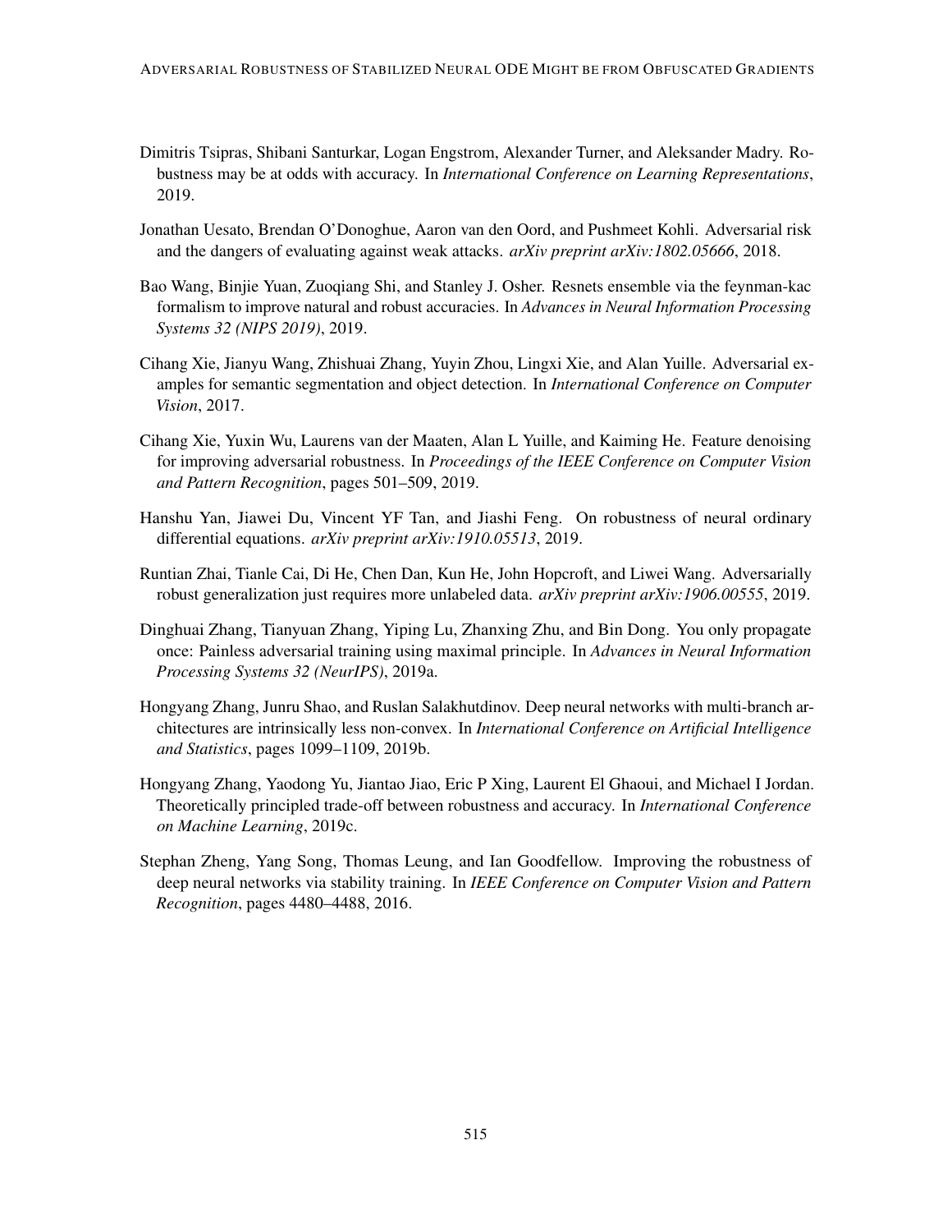Dimitris Tsipras, Shibani Santurkar, Logan Engstrom, Alexander Turner, and Aleksander Madry. Robustness may be at odds with accuracy. In *International Conference on Learning Representations*, 2019.

Jonathan Uesato, Brendan O'Donoghue, Aaron van den Oord, and Pushmeet Kohli. Adversarial risk and the dangers of evaluating against weak attacks. *arXiv preprint arXiv:1802.05666*, 2018.

Bao Wang, Binjie Yuan, Zuoqiang Shi, and Stanley J. Osher. Resnets ensemble via the feynman-kac formalism to improve natural and robust accuracies. In *Advances in Neural Information Processing Systems 32 (NIPS 2019)*, 2019.

Cihang Xie, Jianyu Wang, Zhishuai Zhang, Yuyin Zhou, Lingxi Xie, and Alan Yuille. Adversarial examples for semantic segmentation and object detection. In *International Conference on Computer Vision*, 2017.

Cihang Xie, Yuxin Wu, Laurens van der Maaten, Alan L Yuille, and Kaiming He. Feature denoising for improving adversarial robustness. In *Proceedings of the IEEE Conference on Computer Vision and Pattern Recognition*, pages 501–509, 2019.

Hanshu Yan, Jiawei Du, Vincent YF Tan, and Jiashi Feng. On robustness of neural ordinary differential equations. *arXiv preprint arXiv:1910.05513*, 2019.

Runtian Zhai, Tianle Cai, Di He, Chen Dan, Kun He, John Hopcroft, and Liwei Wang. Adversarially robust generalization just requires more unlabeled data. *arXiv preprint arXiv:1906.00555*, 2019.

Dinghuai Zhang, Tianyuan Zhang, Yiping Lu, Zhanxing Zhu, and Bin Dong. You only propagate once: Painless adversarial training using maximal principle. In *Advances in Neural Information Processing Systems 32 (NeurIPS)*, 2019a.

Hongyang Zhang, Junru Shao, and Ruslan Salakhutdinov. Deep neural networks with multi-branch architectures are intrinsically less non-convex. In *International Conference on Artificial Intelligence and Statistics*, pages 1099–1109, 2019b.

Hongyang Zhang, Yaodong Yu, Jiantao Jiao, Eric P Xing, Laurent El Ghaoui, and Michael I Jordan. Theoretically principled trade-off between robustness and accuracy. In *International Conference on Machine Learning*, 2019c.

Stephan Zheng, Yang Song, Thomas Leung, and Ian Goodfellow. Improving the robustness of deep neural networks via stability training. In *IEEE Conference on Computer Vision and Pattern Recognition*, pages 4480–4488, 2016.